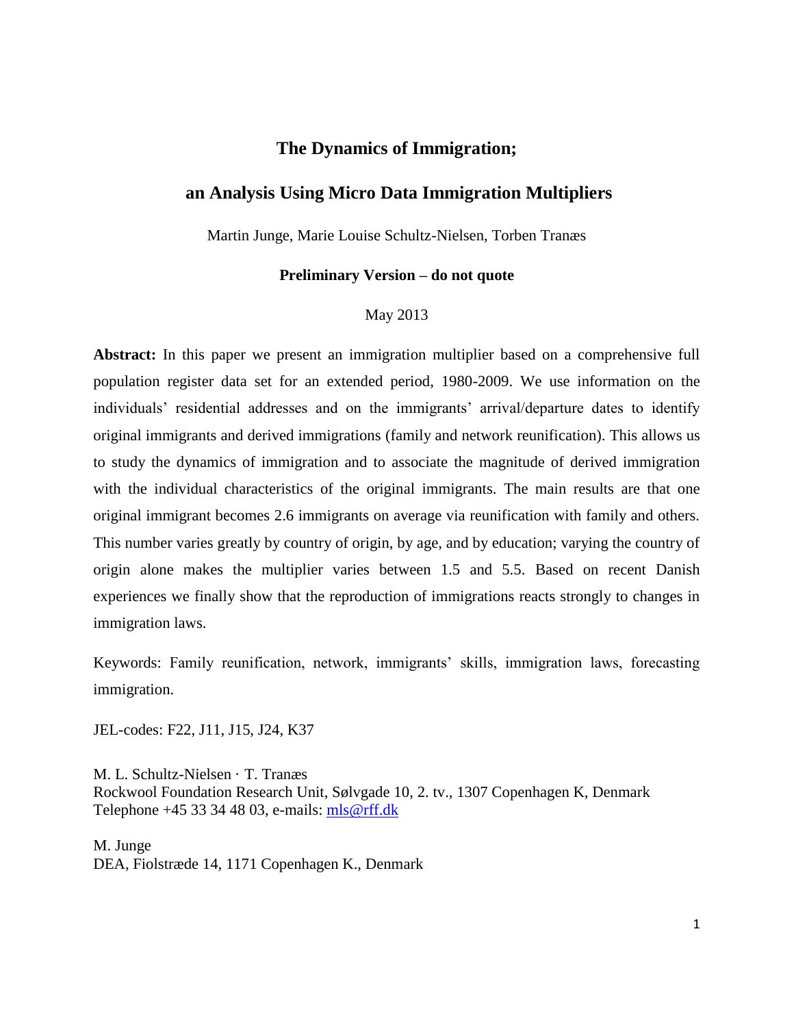# The Dynamics of Immigration;

# an Analysis Using Micro Data Immigration Multipliers

Martin Junge, Marie Louise Schultz-Nielsen, Torben Tranæs

**Preliminary Version – do not quote**

May 2013

**Abstract:** In this paper we present an immigration multiplier based on a comprehensive full population register data set for an extended period, 1980-2009. We use information on the individuals' residential addresses and on the immigrants' arrival/departure dates to identify original immigrants and derived immigrations (family and network reunification). This allows us to study the dynamics of immigration and to associate the magnitude of derived immigration with the individual characteristics of the original immigrants. The main results are that one original immigrant becomes 2.6 immigrants on average via reunification with family and others. This number varies greatly by country of origin, by age, and by education; varying the country of origin alone makes the multiplier varies between 1.5 and 5.5. Based on recent Danish experiences we finally show that the reproduction of immigrations reacts strongly to changes in immigration laws.

Keywords: Family reunification, network, immigrants' skills, immigration laws, forecasting immigration.

JEL-codes: F22, J11, J15, J24, K37

M. L. Schultz-Nielsen · T. Tranæs
Rockwool Foundation Research Unit, Sølvgade 10, 2. tv., 1307 Copenhagen K, Denmark
Telephone +45 33 34 48 03, e-mails: mls@rff.dk

M. Junge
DEA, Fiolstræde 14, 1171 Copenhagen K., Denmark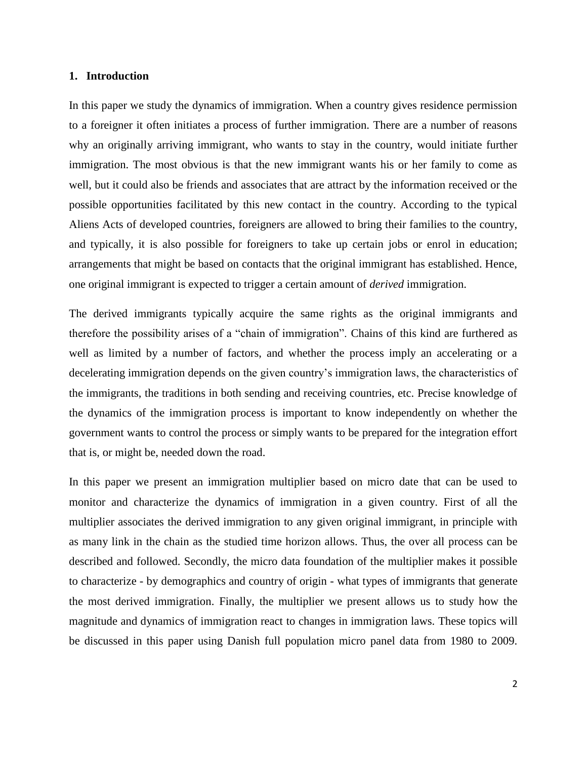## 1. Introduction

In this paper we study the dynamics of immigration. When a country gives residence permission to a foreigner it often initiates a process of further immigration. There are a number of reasons why an originally arriving immigrant, who wants to stay in the country, would initiate further immigration. The most obvious is that the new immigrant wants his or her family to come as well, but it could also be friends and associates that are attract by the information received or the possible opportunities facilitated by this new contact in the country. According to the typical Aliens Acts of developed countries, foreigners are allowed to bring their families to the country, and typically, it is also possible for foreigners to take up certain jobs or enrol in education; arrangements that might be based on contacts that the original immigrant has established. Hence, one original immigrant is expected to trigger a certain amount of *derived* immigration.

The derived immigrants typically acquire the same rights as the original immigrants and therefore the possibility arises of a "chain of immigration". Chains of this kind are furthered as well as limited by a number of factors, and whether the process imply an accelerating or a decelerating immigration depends on the given country's immigration laws, the characteristics of the immigrants, the traditions in both sending and receiving countries, etc. Precise knowledge of the dynamics of the immigration process is important to know independently on whether the government wants to control the process or simply wants to be prepared for the integration effort that is, or might be, needed down the road.

In this paper we present an immigration multiplier based on micro date that can be used to monitor and characterize the dynamics of immigration in a given country. First of all the multiplier associates the derived immigration to any given original immigrant, in principle with as many link in the chain as the studied time horizon allows. Thus, the over all process can be described and followed. Secondly, the micro data foundation of the multiplier makes it possible to characterize - by demographics and country of origin - what types of immigrants that generate the most derived immigration. Finally, the multiplier we present allows us to study how the magnitude and dynamics of immigration react to changes in immigration laws. These topics will be discussed in this paper using Danish full population micro panel data from 1980 to 2009.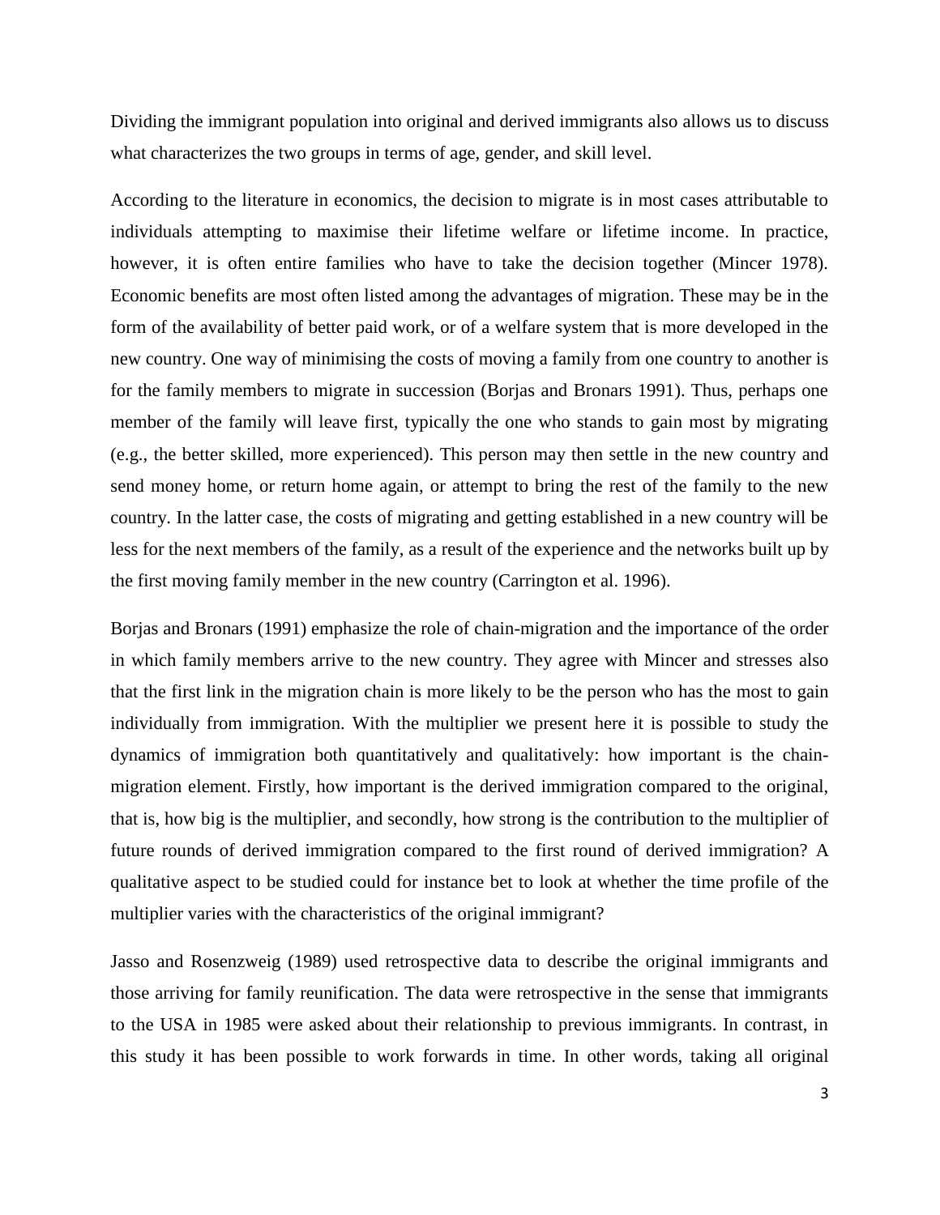Dividing the immigrant population into original and derived immigrants also allows us to discuss what characterizes the two groups in terms of age, gender, and skill level.

According to the literature in economics, the decision to migrate is in most cases attributable to individuals attempting to maximise their lifetime welfare or lifetime income. In practice, however, it is often entire families who have to take the decision together (Mincer 1978). Economic benefits are most often listed among the advantages of migration. These may be in the form of the availability of better paid work, or of a welfare system that is more developed in the new country. One way of minimising the costs of moving a family from one country to another is for the family members to migrate in succession (Borjas and Bronars 1991). Thus, perhaps one member of the family will leave first, typically the one who stands to gain most by migrating (e.g., the better skilled, more experienced). This person may then settle in the new country and send money home, or return home again, or attempt to bring the rest of the family to the new country. In the latter case, the costs of migrating and getting established in a new country will be less for the next members of the family, as a result of the experience and the networks built up by the first moving family member in the new country (Carrington et al. 1996).

Borjas and Bronars (1991) emphasize the role of chain-migration and the importance of the order in which family members arrive to the new country. They agree with Mincer and stresses also that the first link in the migration chain is more likely to be the person who has the most to gain individually from immigration. With the multiplier we present here it is possible to study the dynamics of immigration both quantitatively and qualitatively: how important is the chain-migration element. Firstly, how important is the derived immigration compared to the original, that is, how big is the multiplier, and secondly, how strong is the contribution to the multiplier of future rounds of derived immigration compared to the first round of derived immigration? A qualitative aspect to be studied could for instance bet to look at whether the time profile of the multiplier varies with the characteristics of the original immigrant?

Jasso and Rosenzweig (1989) used retrospective data to describe the original immigrants and those arriving for family reunification. The data were retrospective in the sense that immigrants to the USA in 1985 were asked about their relationship to previous immigrants. In contrast, in this study it has been possible to work forwards in time. In other words, taking all original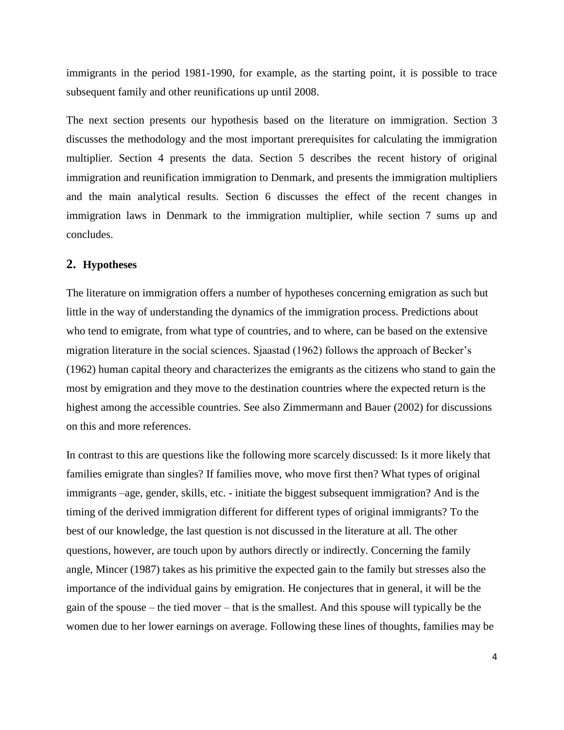immigrants in the period 1981-1990, for example, as the starting point, it is possible to trace subsequent family and other reunifications up until 2008.

The next section presents our hypothesis based on the literature on immigration. Section 3 discusses the methodology and the most important prerequisites for calculating the immigration multiplier. Section 4 presents the data. Section 5 describes the recent history of original immigration and reunification immigration to Denmark, and presents the immigration multipliers and the main analytical results. Section 6 discusses the effect of the recent changes in immigration laws in Denmark to the immigration multiplier, while section 7 sums up and concludes.

## 2. Hypotheses

The literature on immigration offers a number of hypotheses concerning emigration as such but little in the way of understanding the dynamics of the immigration process. Predictions about who tend to emigrate, from what type of countries, and to where, can be based on the extensive migration literature in the social sciences. Sjaastad (1962) follows the approach of Becker's (1962) human capital theory and characterizes the emigrants as the citizens who stand to gain the most by emigration and they move to the destination countries where the expected return is the highest among the accessible countries. See also Zimmermann and Bauer (2002) for discussions on this and more references.

In contrast to this are questions like the following more scarcely discussed: Is it more likely that families emigrate than singles? If families move, who move first then? What types of original immigrants –age, gender, skills, etc. - initiate the biggest subsequent immigration? And is the timing of the derived immigration different for different types of original immigrants? To the best of our knowledge, the last question is not discussed in the literature at all. The other questions, however, are touch upon by authors directly or indirectly. Concerning the family angle, Mincer (1987) takes as his primitive the expected gain to the family but stresses also the importance of the individual gains by emigration. He conjectures that in general, it will be the gain of the spouse – the tied mover – that is the smallest. And this spouse will typically be the women due to her lower earnings on average. Following these lines of thoughts, families may be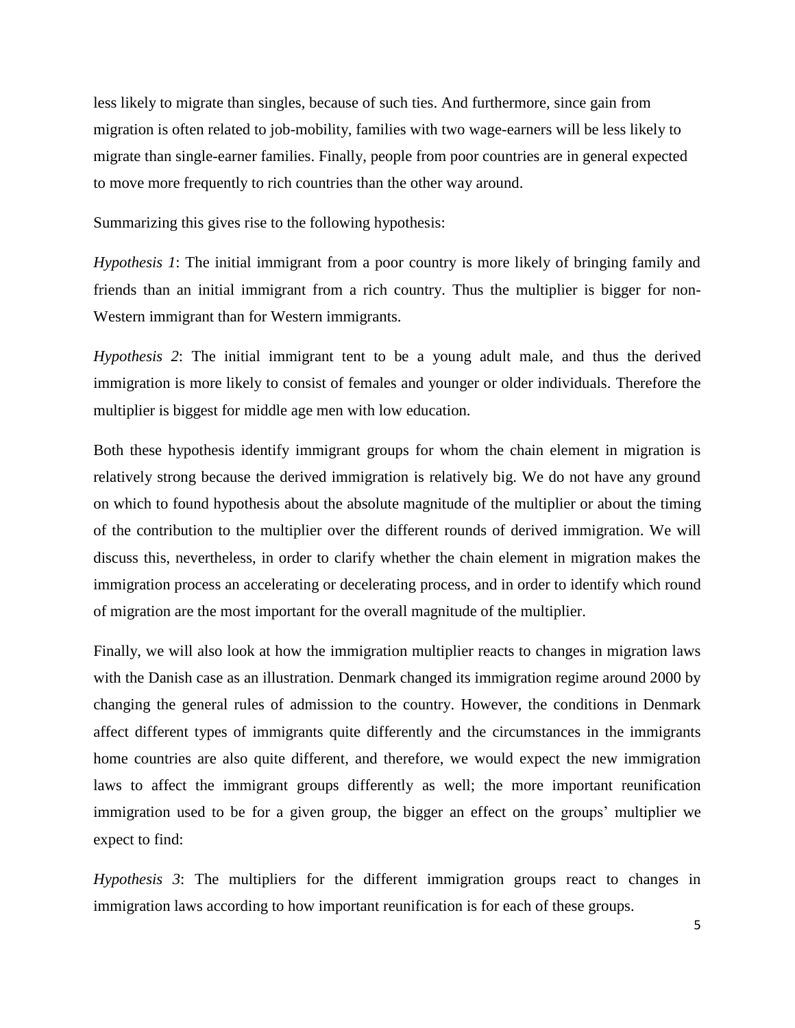less likely to migrate than singles, because of such ties. And furthermore, since gain from migration is often related to job-mobility, families with two wage-earners will be less likely to migrate than single-earner families. Finally, people from poor countries are in general expected to move more frequently to rich countries than the other way around.

Summarizing this gives rise to the following hypothesis:

*Hypothesis 1*: The initial immigrant from a poor country is more likely of bringing family and friends than an initial immigrant from a rich country. Thus the multiplier is bigger for non-Western immigrant than for Western immigrants.

*Hypothesis 2*: The initial immigrant tent to be a young adult male, and thus the derived immigration is more likely to consist of females and younger or older individuals. Therefore the multiplier is biggest for middle age men with low education.

Both these hypothesis identify immigrant groups for whom the chain element in migration is relatively strong because the derived immigration is relatively big. We do not have any ground on which to found hypothesis about the absolute magnitude of the multiplier or about the timing of the contribution to the multiplier over the different rounds of derived immigration. We will discuss this, nevertheless, in order to clarify whether the chain element in migration makes the immigration process an accelerating or decelerating process, and in order to identify which round of migration are the most important for the overall magnitude of the multiplier.

Finally, we will also look at how the immigration multiplier reacts to changes in migration laws with the Danish case as an illustration. Denmark changed its immigration regime around 2000 by changing the general rules of admission to the country. However, the conditions in Denmark affect different types of immigrants quite differently and the circumstances in the immigrants home countries are also quite different, and therefore, we would expect the new immigration laws to affect the immigrant groups differently as well; the more important reunification immigration used to be for a given group, the bigger an effect on the groups' multiplier we expect to find:

*Hypothesis 3*: The multipliers for the different immigration groups react to changes in immigration laws according to how important reunification is for each of these groups.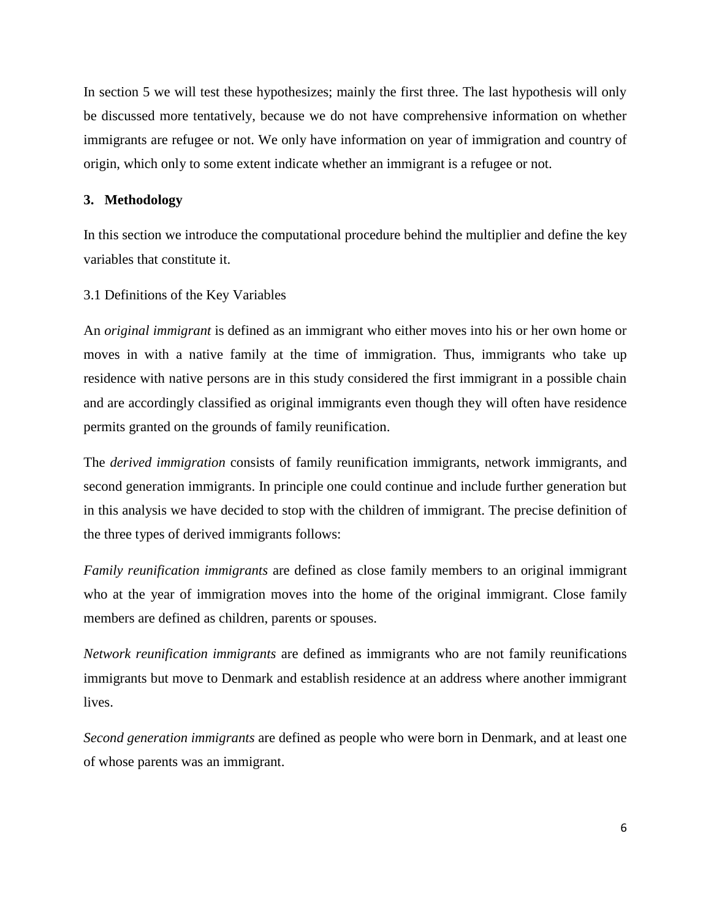In section 5 we will test these hypothesizes; mainly the first three. The last hypothesis will only be discussed more tentatively, because we do not have comprehensive information on whether immigrants are refugee or not. We only have information on year of immigration and country of origin, which only to some extent indicate whether an immigrant is a refugee or not.

## 3. Methodology

In this section we introduce the computational procedure behind the multiplier and define the key variables that constitute it.

### 3.1 Definitions of the Key Variables

An *original immigrant* is defined as an immigrant who either moves into his or her own home or moves in with a native family at the time of immigration. Thus, immigrants who take up residence with native persons are in this study considered the first immigrant in a possible chain and are accordingly classified as original immigrants even though they will often have residence permits granted on the grounds of family reunification.

The *derived immigration* consists of family reunification immigrants, network immigrants, and second generation immigrants. In principle one could continue and include further generation but in this analysis we have decided to stop with the children of immigrant. The precise definition of the three types of derived immigrants follows:

*Family reunification immigrants* are defined as close family members to an original immigrant who at the year of immigration moves into the home of the original immigrant. Close family members are defined as children, parents or spouses.

*Network reunification immigrants* are defined as immigrants who are not family reunifications immigrants but move to Denmark and establish residence at an address where another immigrant lives.

*Second generation immigrants* are defined as people who were born in Denmark, and at least one of whose parents was an immigrant.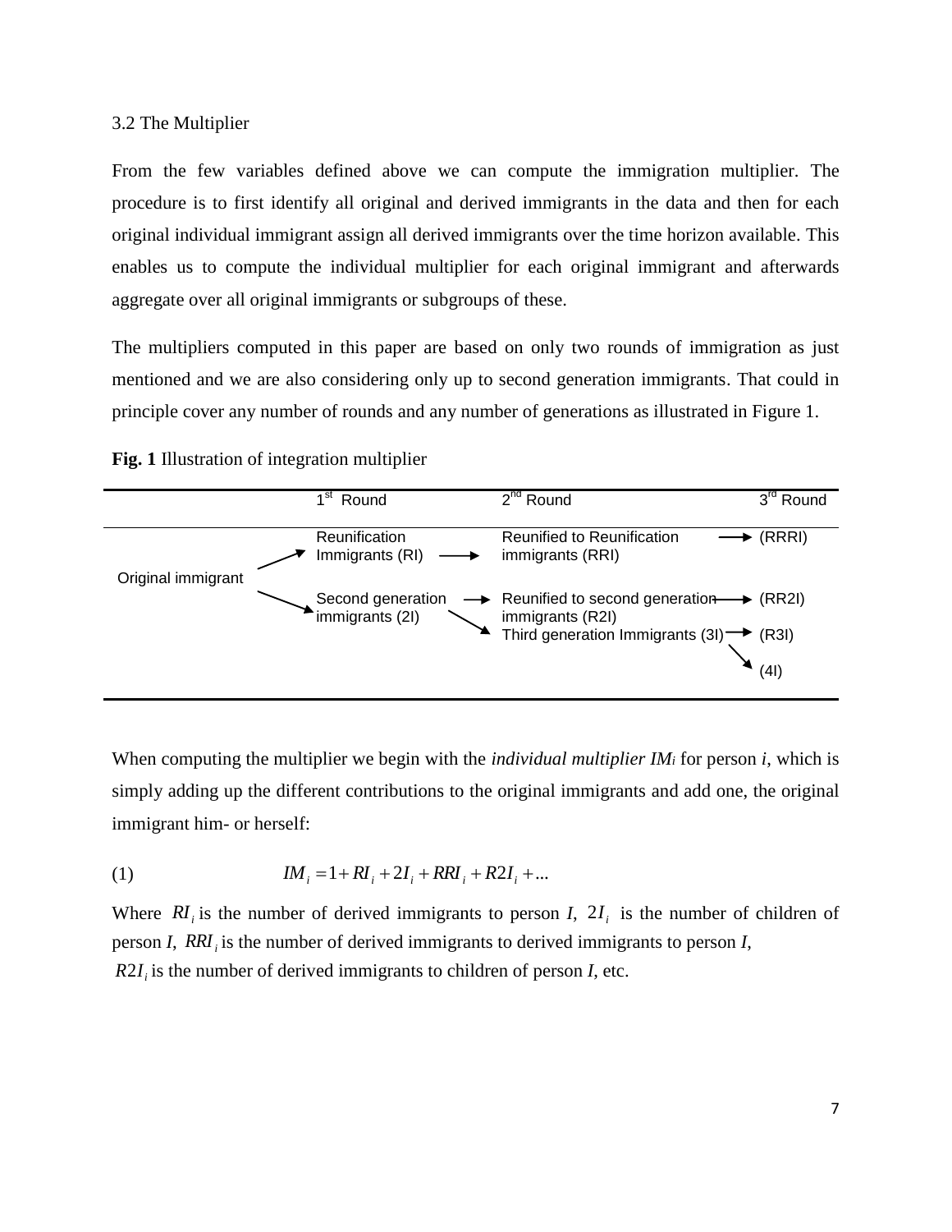### 3.2 The Multiplier

From the few variables defined above we can compute the immigration multiplier. The procedure is to first identify all original and derived immigrants in the data and then for each original individual immigrant assign all derived immigrants over the time horizon available. This enables us to compute the individual multiplier for each original immigrant and afterwards aggregate over all original immigrants or subgroups of these.

The multipliers computed in this paper are based on only two rounds of immigration as just mentioned and we are also considering only up to second generation immigrants. That could in principle cover any number of rounds and any number of generations as illustrated in Figure 1.

**Fig. 1** Illustration of integration multiplier

| | 1st Round | 2nd Round | 3rd Round |
|---|---|---|---|
| Original immigrant | Reunification Immigrants (RI) → | Reunified to Reunification immigrants (RRI) → | (RRRI) |
| | Second generation immigrants (2I) → | Reunified to second generation immigrants (R2I) → | (RR2I) |
| | ↘ | Third generation Immigrants (3I) → | (R3I) |
| | | ↘ | (4I) |

When computing the multiplier we begin with the *individual multiplier* $IM_i$ for person *i*, which is simply adding up the different contributions to the original immigrants and add one, the original immigrant him- or herself:

$$IM_i = 1 + RI_i + 2I_i + RRI_i + R2I_i + ... \quad (1)$$

Where $RI_i$ is the number of derived immigrants to person *I*, $2I_i$ is the number of children of person *I*, $RRI_i$ is the number of derived immigrants to derived immigrants to person *I*, $R2I_i$ is the number of derived immigrants to children of person *I*, etc.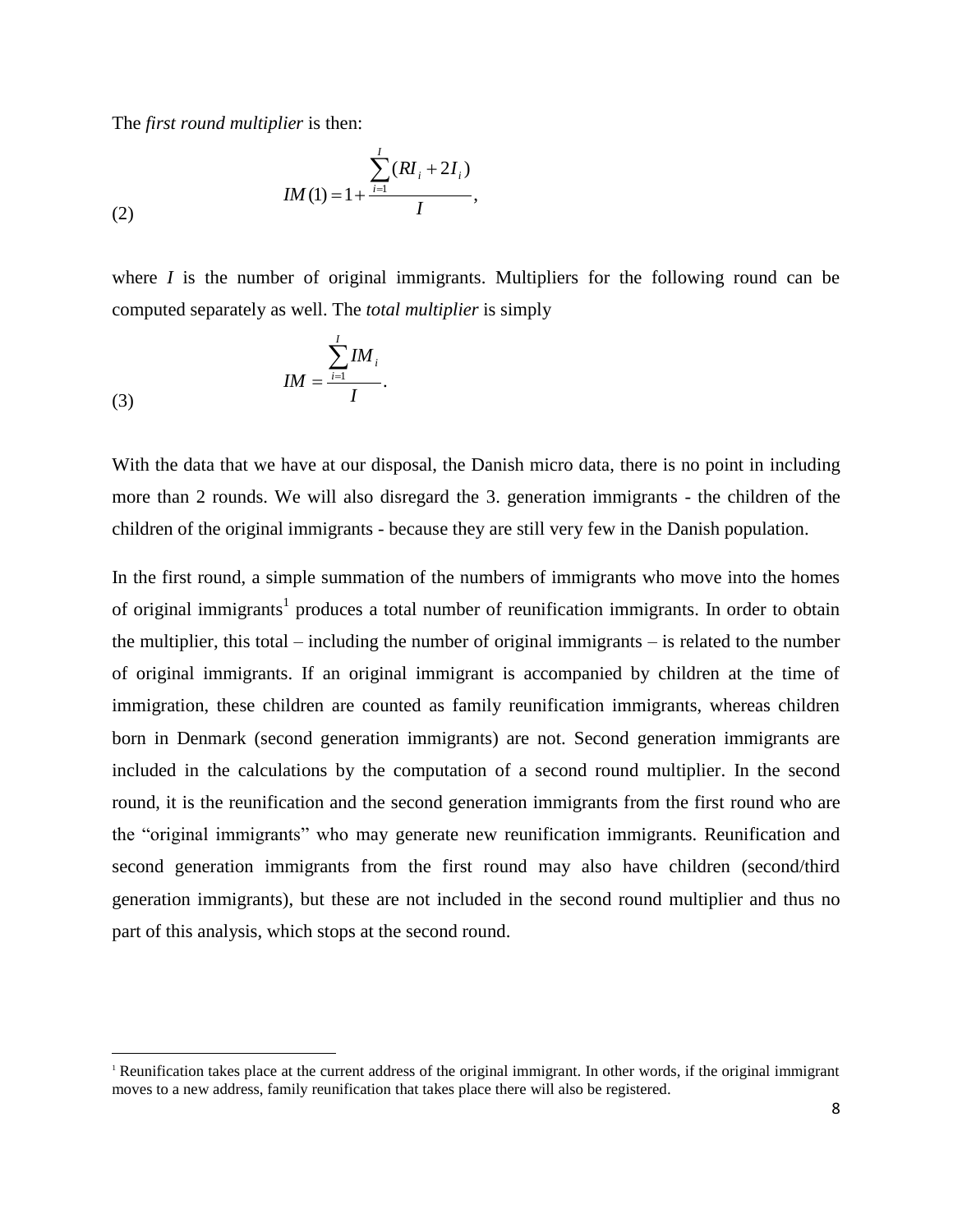The *first round multiplier* is then:

$$IM(1) = 1 + \frac{\sum_{i=1}^{I}(RI_i + 2I_i)}{I}, \tag{2}$$

where $I$ is the number of original immigrants. Multipliers for the following round can be computed separately as well. The *total multiplier* is simply

$$IM = \frac{\sum_{i=1}^{I} IM_i}{I}. \tag{3}$$

With the data that we have at our disposal, the Danish micro data, there is no point in including more than 2 rounds. We will also disregard the 3. generation immigrants - the children of the children of the original immigrants - because they are still very few in the Danish population.

In the first round, a simple summation of the numbers of immigrants who move into the homes of original immigrants[1] produces a total number of reunification immigrants. In order to obtain the multiplier, this total – including the number of original immigrants – is related to the number of original immigrants. If an original immigrant is accompanied by children at the time of immigration, these children are counted as family reunification immigrants, whereas children born in Denmark (second generation immigrants) are not. Second generation immigrants are included in the calculations by the computation of a second round multiplier. In the second round, it is the reunification and the second generation immigrants from the first round who are the "original immigrants" who may generate new reunification immigrants. Reunification and second generation immigrants from the first round may also have children (second/third generation immigrants), but these are not included in the second round multiplier and thus no part of this analysis, which stops at the second round.

[1] Reunification takes place at the current address of the original immigrant. In other words, if the original immigrant moves to a new address, family reunification that takes place there will also be registered.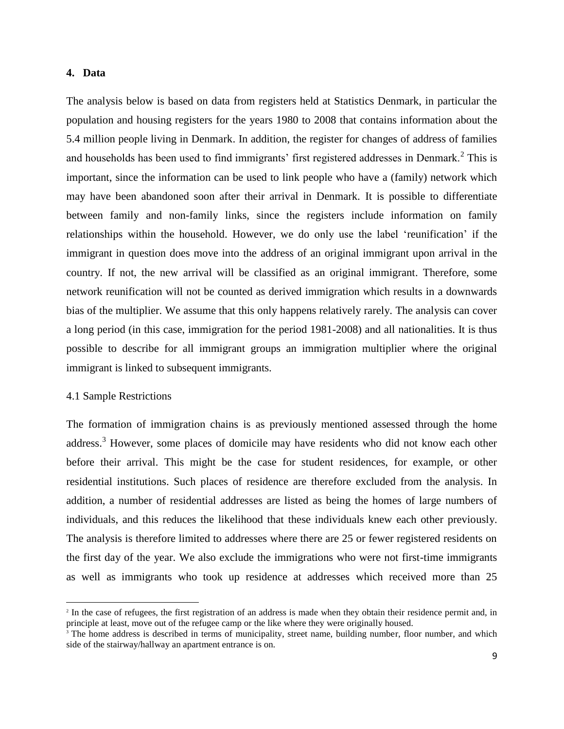## 4. Data

The analysis below is based on data from registers held at Statistics Denmark, in particular the population and housing registers for the years 1980 to 2008 that contains information about the 5.4 million people living in Denmark. In addition, the register for changes of address of families and households has been used to find immigrants' first registered addresses in Denmark.[2] This is important, since the information can be used to link people who have a (family) network which may have been abandoned soon after their arrival in Denmark. It is possible to differentiate between family and non-family links, since the registers include information on family relationships within the household. However, we do only use the label 'reunification' if the immigrant in question does move into the address of an original immigrant upon arrival in the country. If not, the new arrival will be classified as an original immigrant. Therefore, some network reunification will not be counted as derived immigration which results in a downwards bias of the multiplier. We assume that this only happens relatively rarely. The analysis can cover a long period (in this case, immigration for the period 1981-2008) and all nationalities. It is thus possible to describe for all immigrant groups an immigration multiplier where the original immigrant is linked to subsequent immigrants.

### 4.1 Sample Restrictions

The formation of immigration chains is as previously mentioned assessed through the home address.[3] However, some places of domicile may have residents who did not know each other before their arrival. This might be the case for student residences, for example, or other residential institutions. Such places of residence are therefore excluded from the analysis. In addition, a number of residential addresses are listed as being the homes of large numbers of individuals, and this reduces the likelihood that these individuals knew each other previously. The analysis is therefore limited to addresses where there are 25 or fewer registered residents on the first day of the year. We also exclude the immigrations who were not first-time immigrants as well as immigrants who took up residence at addresses which received more than 25

[2] In the case of refugees, the first registration of an address is made when they obtain their residence permit and, in principle at least, move out of the refugee camp or the like where they were originally housed.

[3] The home address is described in terms of municipality, street name, building number, floor number, and which side of the stairway/hallway an apartment entrance is on.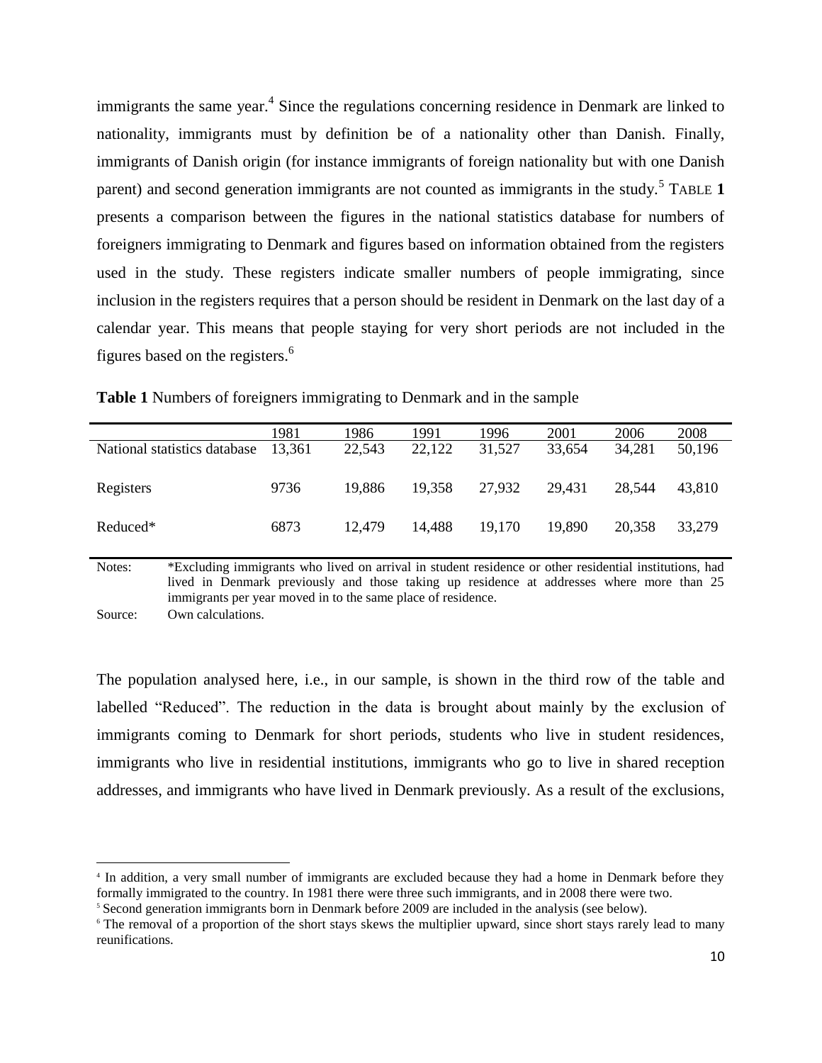immigrants the same year.[4] Since the regulations concerning residence in Denmark are linked to nationality, immigrants must by definition be of a nationality other than Danish. Finally, immigrants of Danish origin (for instance immigrants of foreign nationality but with one Danish parent) and second generation immigrants are not counted as immigrants in the study.[5] TABLE **1** presents a comparison between the figures in the national statistics database for numbers of foreigners immigrating to Denmark and figures based on information obtained from the registers used in the study. These registers indicate smaller numbers of people immigrating, since inclusion in the registers requires that a person should be resident in Denmark on the last day of a calendar year. This means that people staying for very short periods are not included in the figures based on the registers.[6]

**Table 1** Numbers of foreigners immigrating to Denmark and in the sample

| | 1981 | 1986 | 1991 | 1996 | 2001 | 2006 | 2008 |
|---|---|---|---|---|---|---|---|
| National statistics database | 13,361 | 22,543 | 22,122 | 31,527 | 33,654 | 34,281 | 50,196 |
| Registers | 9736 | 19,886 | 19,358 | 27,932 | 29,431 | 28,544 | 43,810 |
| Reduced* | 6873 | 12,479 | 14,488 | 19,170 | 19,890 | 20,358 | 33,279 |

Notes: *Excluding immigrants who lived on arrival in student residence or other residential institutions, had lived in Denmark previously and those taking up residence at addresses where more than 25 immigrants per year moved in to the same place of residence.

Source: Own calculations.

The population analysed here, i.e., in our sample, is shown in the third row of the table and labelled "Reduced". The reduction in the data is brought about mainly by the exclusion of immigrants coming to Denmark for short periods, students who live in student residences, immigrants who live in residential institutions, immigrants who go to live in shared reception addresses, and immigrants who have lived in Denmark previously. As a result of the exclusions,

[4] In addition, a very small number of immigrants are excluded because they had a home in Denmark before they formally immigrated to the country. In 1981 there were three such immigrants, and in 2008 there were two.

[5] Second generation immigrants born in Denmark before 2009 are included in the analysis (see below).

[6] The removal of a proportion of the short stays skews the multiplier upward, since short stays rarely lead to many reunifications.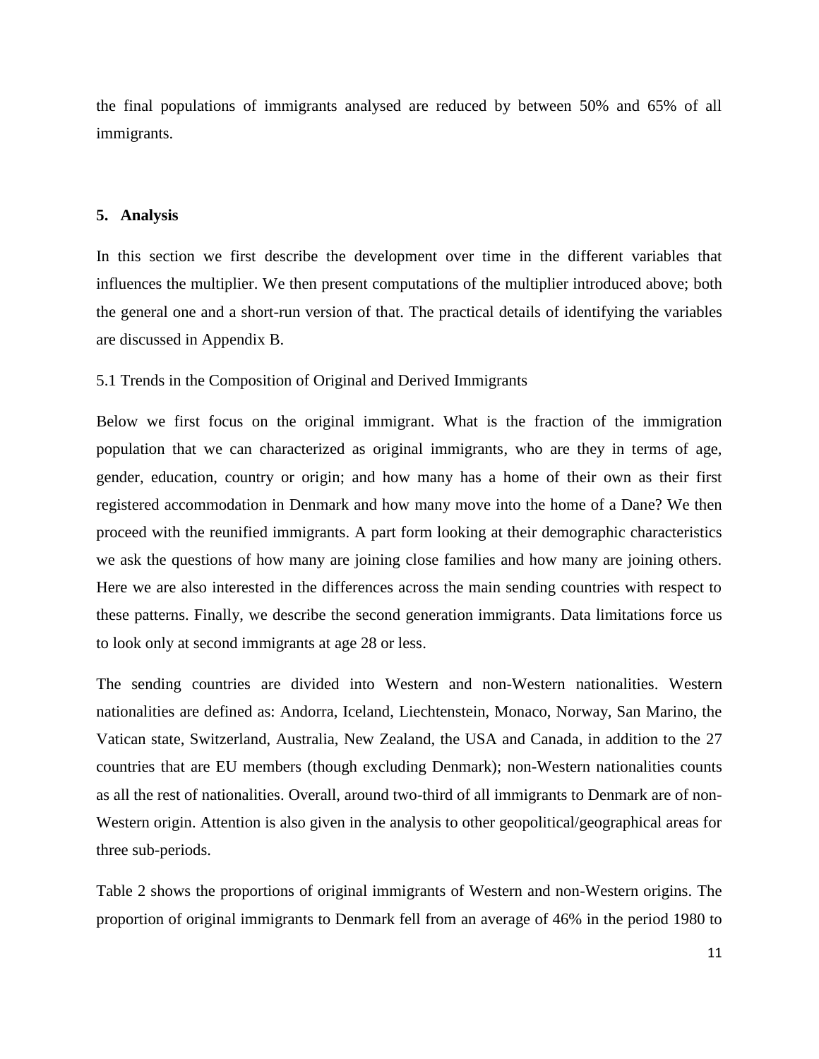the final populations of immigrants analysed are reduced by between 50% and 65% of all immigrants.

## 5. Analysis

In this section we first describe the development over time in the different variables that influences the multiplier. We then present computations of the multiplier introduced above; both the general one and a short-run version of that. The practical details of identifying the variables are discussed in Appendix B.

### 5.1 Trends in the Composition of Original and Derived Immigrants

Below we first focus on the original immigrant. What is the fraction of the immigration population that we can characterized as original immigrants, who are they in terms of age, gender, education, country or origin; and how many has a home of their own as their first registered accommodation in Denmark and how many move into the home of a Dane? We then proceed with the reunified immigrants. A part form looking at their demographic characteristics we ask the questions of how many are joining close families and how many are joining others. Here we are also interested in the differences across the main sending countries with respect to these patterns. Finally, we describe the second generation immigrants. Data limitations force us to look only at second immigrants at age 28 or less.

The sending countries are divided into Western and non-Western nationalities. Western nationalities are defined as: Andorra, Iceland, Liechtenstein, Monaco, Norway, San Marino, the Vatican state, Switzerland, Australia, New Zealand, the USA and Canada, in addition to the 27 countries that are EU members (though excluding Denmark); non-Western nationalities counts as all the rest of nationalities. Overall, around two-third of all immigrants to Denmark are of non-Western origin. Attention is also given in the analysis to other geopolitical/geographical areas for three sub-periods.

Table 2 shows the proportions of original immigrants of Western and non-Western origins. The proportion of original immigrants to Denmark fell from an average of 46% in the period 1980 to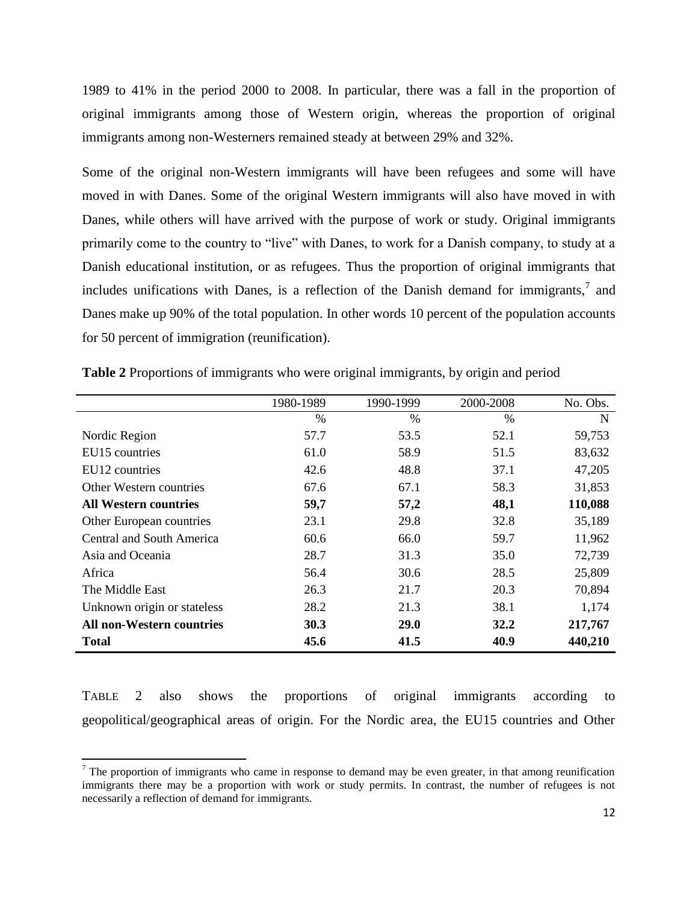1989 to 41% in the period 2000 to 2008. In particular, there was a fall in the proportion of original immigrants among those of Western origin, whereas the proportion of original immigrants among non-Westerners remained steady at between 29% and 32%.

Some of the original non-Western immigrants will have been refugees and some will have moved in with Danes. Some of the original Western immigrants will also have moved in with Danes, while others will have arrived with the purpose of work or study. Original immigrants primarily come to the country to "live" with Danes, to work for a Danish company, to study at a Danish educational institution, or as refugees. Thus the proportion of original immigrants that includes unifications with Danes, is a reflection of the Danish demand for immigrants,[7] and Danes make up 90% of the total population. In other words 10 percent of the population accounts for 50 percent of immigration (reunification).

**Table 2** Proportions of immigrants who were original immigrants, by origin and period

| | 1980-1989 | 1990-1999 | 2000-2008 | No. Obs. |
|---|---|---|---|---|
| | % | % | % | N |
| Nordic Region | 57.7 | 53.5 | 52.1 | 59,753 |
| EU15 countries | 61.0 | 58.9 | 51.5 | 83,632 |
| EU12 countries | 42.6 | 48.8 | 37.1 | 47,205 |
| Other Western countries | 67.6 | 67.1 | 58.3 | 31,853 |
| **All Western countries** | **59,7** | **57,2** | **48,1** | **110,088** |
| Other European countries | 23.1 | 29.8 | 32.8 | 35,189 |
| Central and South America | 60.6 | 66.0 | 59.7 | 11,962 |
| Asia and Oceania | 28.7 | 31.3 | 35.0 | 72,739 |
| Africa | 56.4 | 30.6 | 28.5 | 25,809 |
| The Middle East | 26.3 | 21.7 | 20.3 | 70,894 |
| Unknown origin or stateless | 28.2 | 21.3 | 38.1 | 1,174 |
| **All non-Western countries** | **30.3** | **29.0** | **32.2** | **217,767** |
| **Total** | **45.6** | **41.5** | **40.9** | **440,210** |

TABLE 2 also shows the proportions of original immigrants according to geopolitical/geographical areas of origin. For the Nordic area, the EU15 countries and Other

[7] The proportion of immigrants who came in response to demand may be even greater, in that among reunification immigrants there may be a proportion with work or study permits. In contrast, the number of refugees is not necessarily a reflection of demand for immigrants.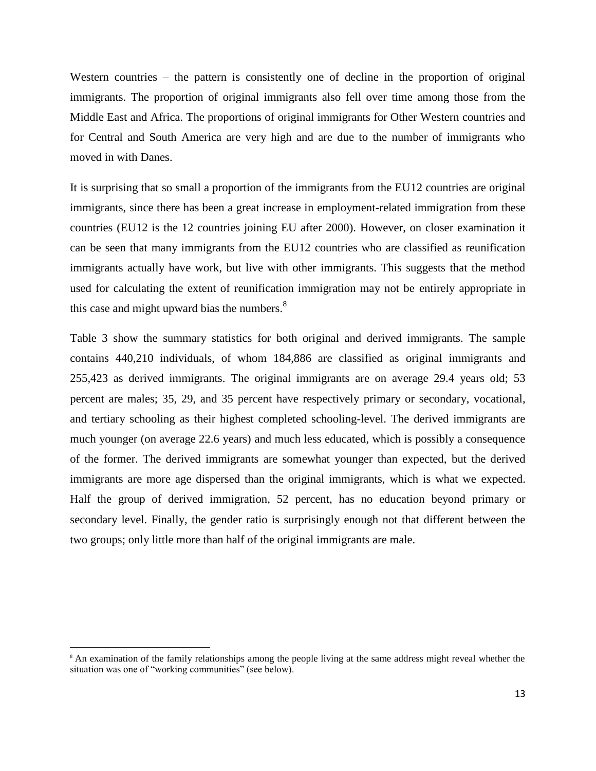Western countries – the pattern is consistently one of decline in the proportion of original immigrants. The proportion of original immigrants also fell over time among those from the Middle East and Africa. The proportions of original immigrants for Other Western countries and for Central and South America are very high and are due to the number of immigrants who moved in with Danes.

It is surprising that so small a proportion of the immigrants from the EU12 countries are original immigrants, since there has been a great increase in employment-related immigration from these countries (EU12 is the 12 countries joining EU after 2000). However, on closer examination it can be seen that many immigrants from the EU12 countries who are classified as reunification immigrants actually have work, but live with other immigrants. This suggests that the method used for calculating the extent of reunification immigration may not be entirely appropriate in this case and might upward bias the numbers.[8]

Table 3 show the summary statistics for both original and derived immigrants. The sample contains 440,210 individuals, of whom 184,886 are classified as original immigrants and 255,423 as derived immigrants. The original immigrants are on average 29.4 years old; 53 percent are males; 35, 29, and 35 percent have respectively primary or secondary, vocational, and tertiary schooling as their highest completed schooling-level. The derived immigrants are much younger (on average 22.6 years) and much less educated, which is possibly a consequence of the former. The derived immigrants are somewhat younger than expected, but the derived immigrants are more age dispersed than the original immigrants, which is what we expected. Half the group of derived immigration, 52 percent, has no education beyond primary or secondary level. Finally, the gender ratio is surprisingly enough not that different between the two groups; only little more than half of the original immigrants are male.

[8] An examination of the family relationships among the people living at the same address might reveal whether the situation was one of "working communities" (see below).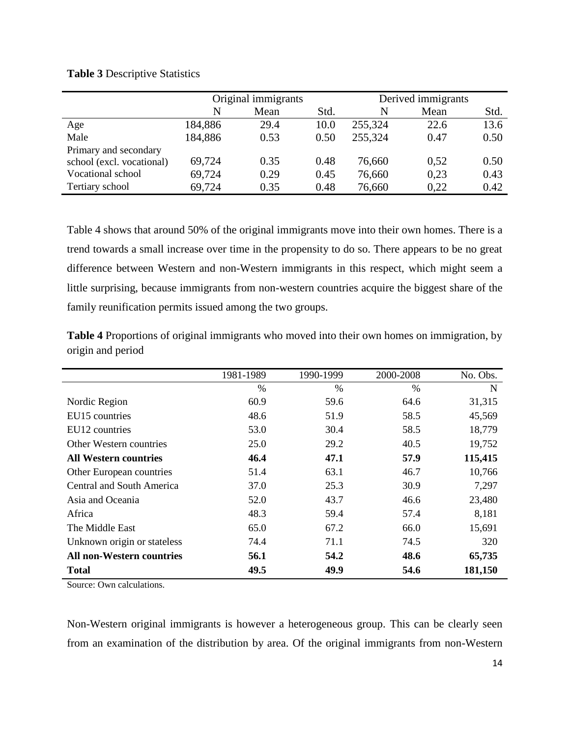**Table 3** Descriptive Statistics

| | Original immigrants | | | Derived immigrants | | |
|---|---|---|---|---|---|---|
| | N | Mean | Std. | N | Mean | Std. |
| Age | 184,886 | 29.4 | 10.0 | 255,324 | 22.6 | 13.6 |
| Male | 184,886 | 0.53 | 0.50 | 255,324 | 0.47 | 0.50 |
| Primary and secondary school (excl. vocational) | 69,724 | 0.35 | 0.48 | 76,660 | 0,52 | 0.50 |
| Vocational school | 69,724 | 0.29 | 0.45 | 76,660 | 0,23 | 0.43 |
| Tertiary school | 69,724 | 0.35 | 0.48 | 76,660 | 0,22 | 0.42 |

Table 4 shows that around 50% of the original immigrants move into their own homes. There is a trend towards a small increase over time in the propensity to do so. There appears to be no great difference between Western and non-Western immigrants in this respect, which might seem a little surprising, because immigrants from non-western countries acquire the biggest share of the family reunification permits issued among the two groups.

**Table 4** Proportions of original immigrants who moved into their own homes on immigration, by origin and period

| | 1981-1989 | 1990-1999 | 2000-2008 | No. Obs. |
|---|---|---|---|---|
| | % | % | % | N |
| Nordic Region | 60.9 | 59.6 | 64.6 | 31,315 |
| EU15 countries | 48.6 | 51.9 | 58.5 | 45,569 |
| EU12 countries | 53.0 | 30.4 | 58.5 | 18,779 |
| Other Western countries | 25.0 | 29.2 | 40.5 | 19,752 |
| **All Western countries** | **46.4** | **47.1** | **57.9** | **115,415** |
| Other European countries | 51.4 | 63.1 | 46.7 | 10,766 |
| Central and South America | 37.0 | 25.3 | 30.9 | 7,297 |
| Asia and Oceania | 52.0 | 43.7 | 46.6 | 23,480 |
| Africa | 48.3 | 59.4 | 57.4 | 8,181 |
| The Middle East | 65.0 | 67.2 | 66.0 | 15,691 |
| Unknown origin or stateless | 74.4 | 71.1 | 74.5 | 320 |
| **All non-Western countries** | **56.1** | **54.2** | **48.6** | **65,735** |
| **Total** | **49.5** | **49.9** | **54.6** | **181,150** |

Source: Own calculations.

Non-Western original immigrants is however a heterogeneous group. This can be clearly seen from an examination of the distribution by area. Of the original immigrants from non-Western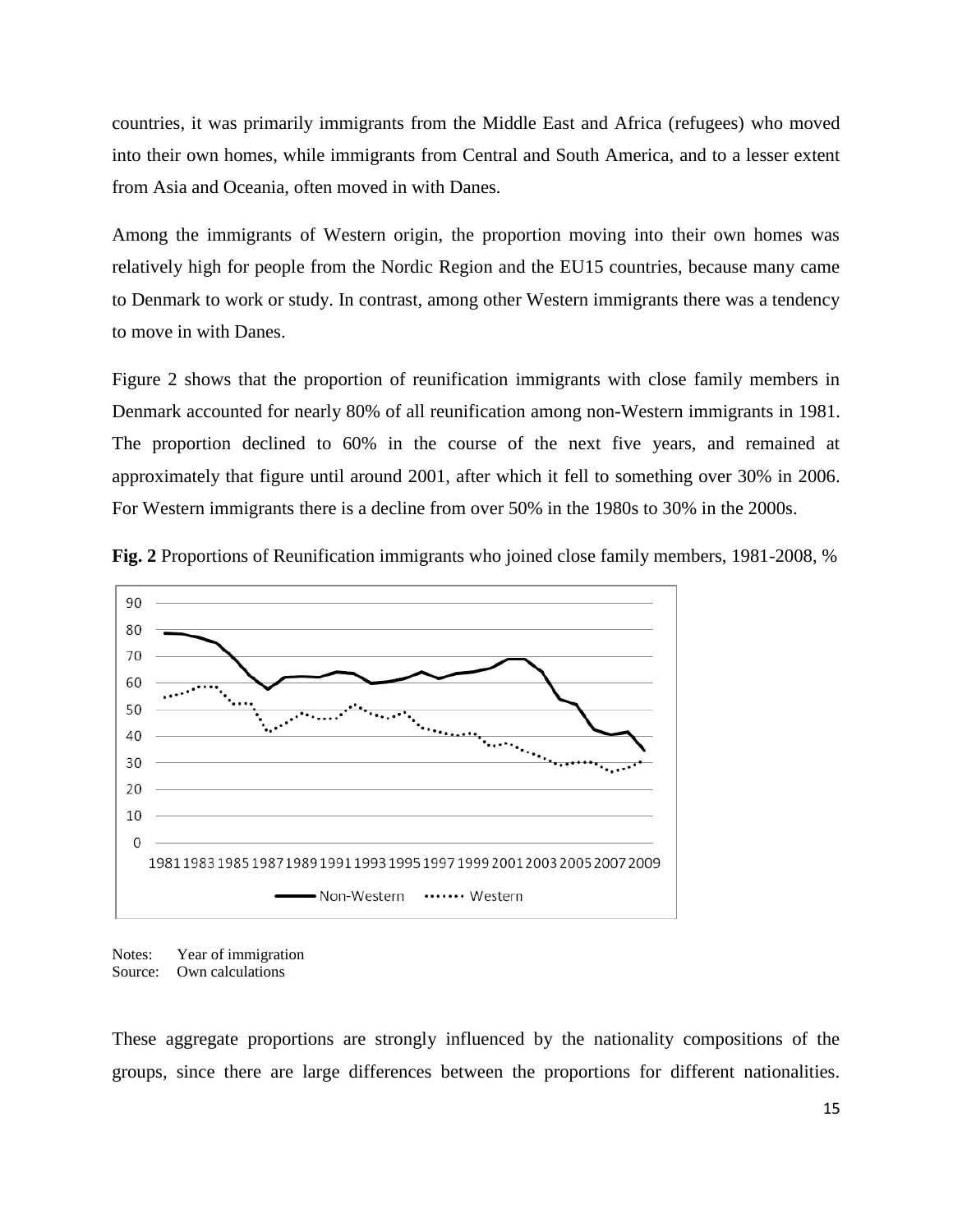countries, it was primarily immigrants from the Middle East and Africa (refugees) who moved into their own homes, while immigrants from Central and South America, and to a lesser extent from Asia and Oceania, often moved in with Danes.

Among the immigrants of Western origin, the proportion moving into their own homes was relatively high for people from the Nordic Region and the EU15 countries, because many came to Denmark to work or study. In contrast, among other Western immigrants there was a tendency to move in with Danes.

Figure 2 shows that the proportion of reunification immigrants with close family members in Denmark accounted for nearly 80% of all reunification among non-Western immigrants in 1981. The proportion declined to 60% in the course of the next five years, and remained at approximately that figure until around 2001, after which it fell to something over 30% in 2006. For Western immigrants there is a decline from over 50% in the 1980s to 30% in the 2000s.

**Fig. 2** Proportions of Reunification immigrants who joined close family members, 1981-2008, %

Notes: Year of immigration
Source: Own calculations

These aggregate proportions are strongly influenced by the nationality compositions of the groups, since there are large differences between the proportions for different nationalities.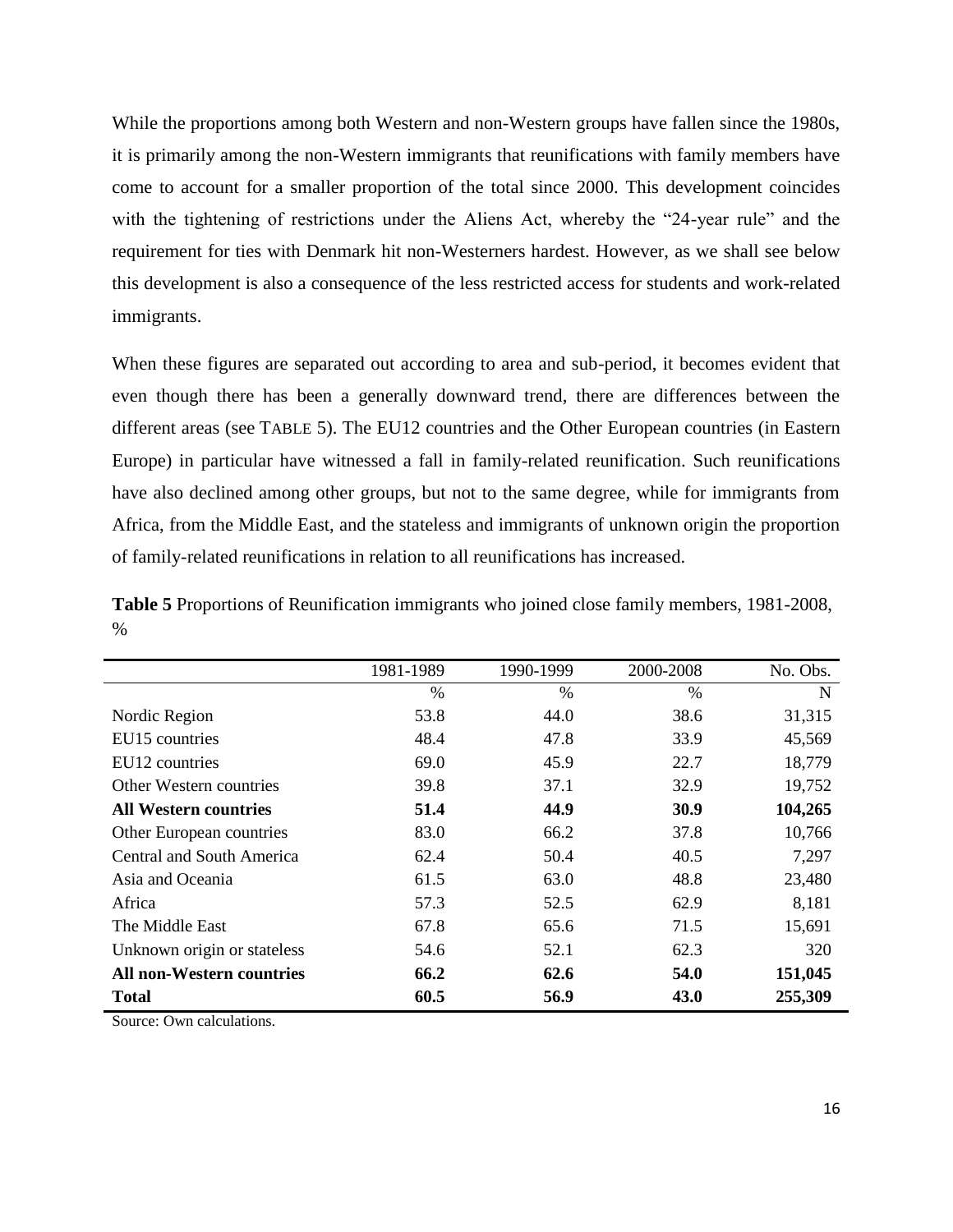While the proportions among both Western and non-Western groups have fallen since the 1980s, it is primarily among the non-Western immigrants that reunifications with family members have come to account for a smaller proportion of the total since 2000. This development coincides with the tightening of restrictions under the Aliens Act, whereby the "24-year rule" and the requirement for ties with Denmark hit non-Westerners hardest. However, as we shall see below this development is also a consequence of the less restricted access for students and work-related immigrants.

When these figures are separated out according to area and sub-period, it becomes evident that even though there has been a generally downward trend, there are differences between the different areas (see TABLE 5). The EU12 countries and the Other European countries (in Eastern Europe) in particular have witnessed a fall in family-related reunification. Such reunifications have also declined among other groups, but not to the same degree, while for immigrants from Africa, from the Middle East, and the stateless and immigrants of unknown origin the proportion of family-related reunifications in relation to all reunifications has increased.

**Table 5** Proportions of Reunification immigrants who joined close family members, 1981-2008, %

| | 1981-1989 | 1990-1999 | 2000-2008 | No. Obs. |
|---|---|---|---|---|
| | % | % | % | N |
| Nordic Region | 53.8 | 44.0 | 38.6 | 31,315 |
| EU15 countries | 48.4 | 47.8 | 33.9 | 45,569 |
| EU12 countries | 69.0 | 45.9 | 22.7 | 18,779 |
| Other Western countries | 39.8 | 37.1 | 32.9 | 19,752 |
| **All Western countries** | **51.4** | **44.9** | **30.9** | **104,265** |
| Other European countries | 83.0 | 66.2 | 37.8 | 10,766 |
| Central and South America | 62.4 | 50.4 | 40.5 | 7,297 |
| Asia and Oceania | 61.5 | 63.0 | 48.8 | 23,480 |
| Africa | 57.3 | 52.5 | 62.9 | 8,181 |
| The Middle East | 67.8 | 65.6 | 71.5 | 15,691 |
| Unknown origin or stateless | 54.6 | 52.1 | 62.3 | 320 |
| **All non-Western countries** | **66.2** | **62.6** | **54.0** | **151,045** |
| **Total** | **60.5** | **56.9** | **43.0** | **255,309** |

Source: Own calculations.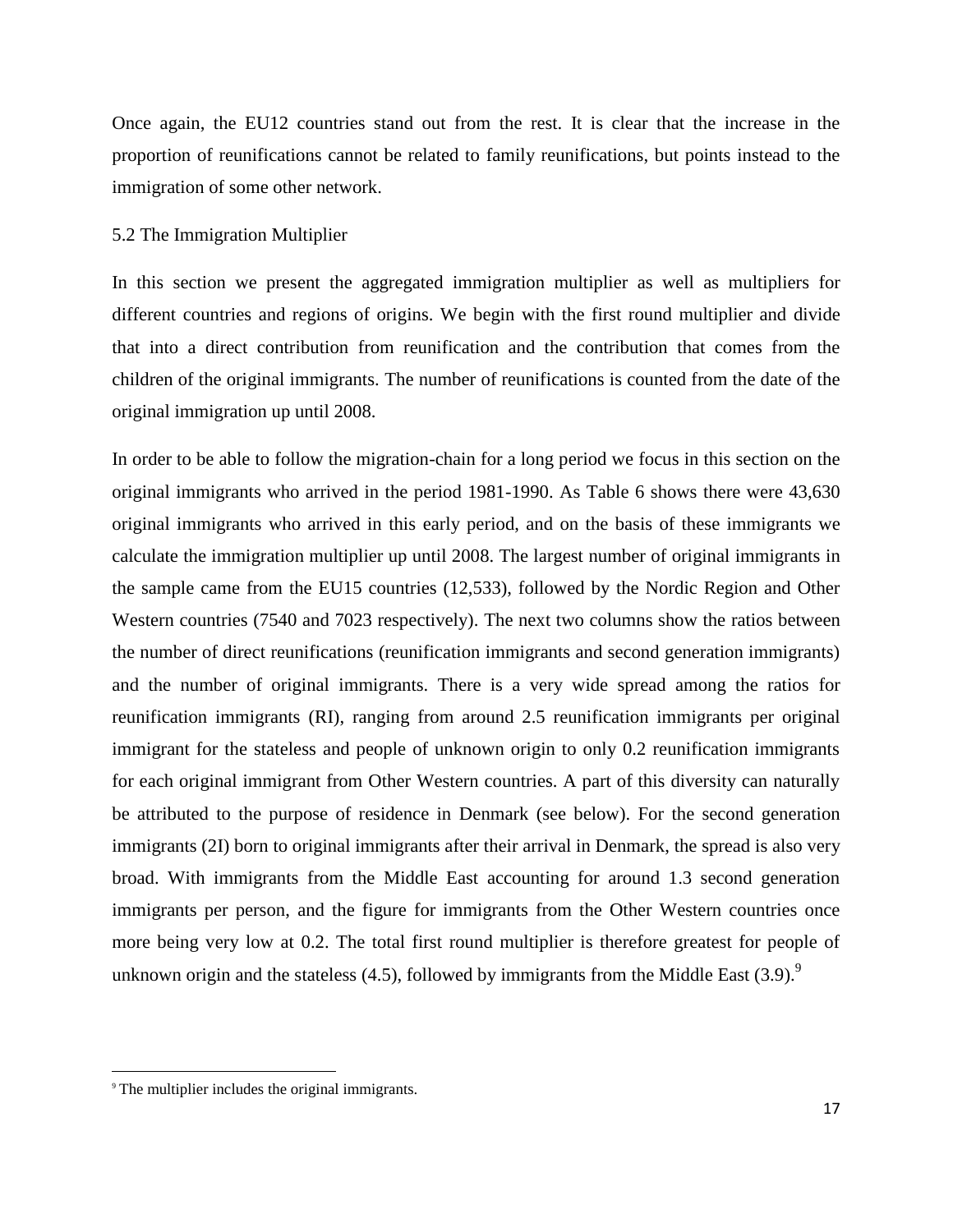Once again, the EU12 countries stand out from the rest. It is clear that the increase in the proportion of reunifications cannot be related to family reunifications, but points instead to the immigration of some other network.

### 5.2 The Immigration Multiplier

In this section we present the aggregated immigration multiplier as well as multipliers for different countries and regions of origins. We begin with the first round multiplier and divide that into a direct contribution from reunification and the contribution that comes from the children of the original immigrants. The number of reunifications is counted from the date of the original immigration up until 2008.

In order to be able to follow the migration-chain for a long period we focus in this section on the original immigrants who arrived in the period 1981-1990. As Table 6 shows there were 43,630 original immigrants who arrived in this early period, and on the basis of these immigrants we calculate the immigration multiplier up until 2008. The largest number of original immigrants in the sample came from the EU15 countries (12,533), followed by the Nordic Region and Other Western countries (7540 and 7023 respectively). The next two columns show the ratios between the number of direct reunifications (reunification immigrants and second generation immigrants) and the number of original immigrants. There is a very wide spread among the ratios for reunification immigrants (RI), ranging from around 2.5 reunification immigrants per original immigrant for the stateless and people of unknown origin to only 0.2 reunification immigrants for each original immigrant from Other Western countries. A part of this diversity can naturally be attributed to the purpose of residence in Denmark (see below). For the second generation immigrants (2I) born to original immigrants after their arrival in Denmark, the spread is also very broad. With immigrants from the Middle East accounting for around 1.3 second generation immigrants per person, and the figure for immigrants from the Other Western countries once more being very low at 0.2. The total first round multiplier is therefore greatest for people of unknown origin and the stateless (4.5), followed by immigrants from the Middle East (3.9).[9]

---

[9] The multiplier includes the original immigrants.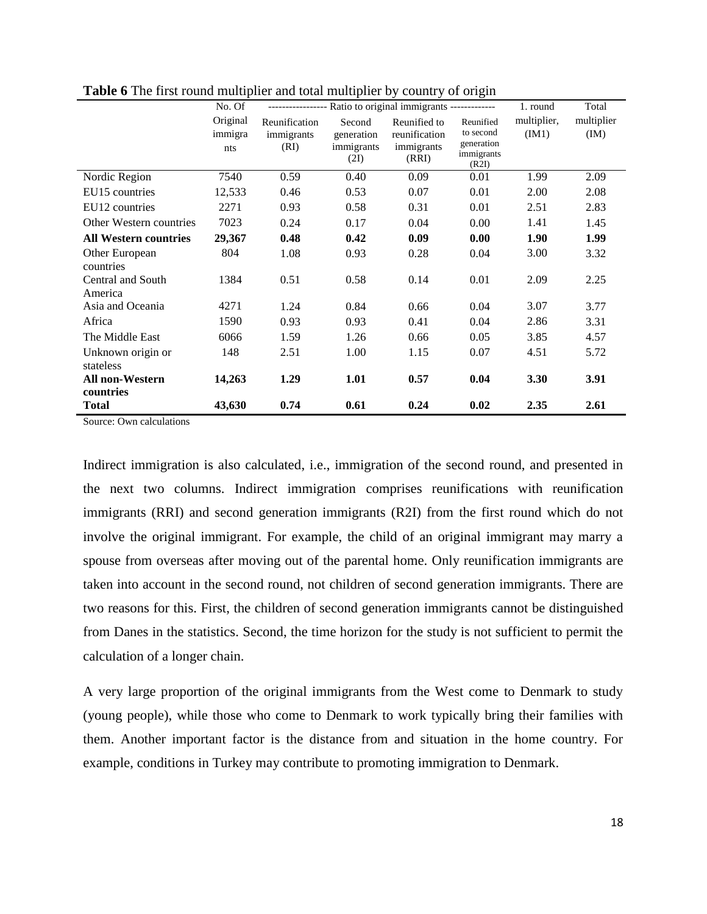**Table 6** The first round multiplier and total multiplier by country of origin

| | No. Of Original immigrants | ---------------- Ratio to original immigrants ------------- | | | | 1. round multiplier, (IM1) | Total multiplier (IM) |
|---|---|---|---|---|---|---|---|
| | | Reunification immigrants (RI) | Second generation immigrants (2I) | Reunified to reunification immigrants (RRI) | Reunified to second generation immigrants (R2I) | | |
| Nordic Region | 7540 | 0.59 | 0.40 | 0.09 | 0.01 | 1.99 | 2.09 |
| EU15 countries | 12,533 | 0.46 | 0.53 | 0.07 | 0.01 | 2.00 | 2.08 |
| EU12 countries | 2271 | 0.93 | 0.58 | 0.31 | 0.01 | 2.51 | 2.83 |
| Other Western countries | 7023 | 0.24 | 0.17 | 0.04 | 0.00 | 1.41 | 1.45 |
| **All Western countries** | **29,367** | **0.48** | **0.42** | **0.09** | **0.00** | **1.90** | **1.99** |
| Other European countries | 804 | 1.08 | 0.93 | 0.28 | 0.04 | 3.00 | 3.32 |
| Central and South America | 1384 | 0.51 | 0.58 | 0.14 | 0.01 | 2.09 | 2.25 |
| Asia and Oceania | 4271 | 1.24 | 0.84 | 0.66 | 0.04 | 3.07 | 3.77 |
| Africa | 1590 | 0.93 | 0.93 | 0.41 | 0.04 | 2.86 | 3.31 |
| The Middle East | 6066 | 1.59 | 1.26 | 0.66 | 0.05 | 3.85 | 4.57 |
| Unknown origin or stateless | 148 | 2.51 | 1.00 | 1.15 | 0.07 | 4.51 | 5.72 |
| **All non-Western countries** | **14,263** | **1.29** | **1.01** | **0.57** | **0.04** | **3.30** | **3.91** |
| **Total** | **43,630** | **0.74** | **0.61** | **0.24** | **0.02** | **2.35** | **2.61** |

Source: Own calculations

Indirect immigration is also calculated, i.e., immigration of the second round, and presented in the next two columns. Indirect immigration comprises reunifications with reunification immigrants (RRI) and second generation immigrants (R2I) from the first round which do not involve the original immigrant. For example, the child of an original immigrant may marry a spouse from overseas after moving out of the parental home. Only reunification immigrants are taken into account in the second round, not children of second generation immigrants. There are two reasons for this. First, the children of second generation immigrants cannot be distinguished from Danes in the statistics. Second, the time horizon for the study is not sufficient to permit the calculation of a longer chain.

A very large proportion of the original immigrants from the West come to Denmark to study (young people), while those who come to Denmark to work typically bring their families with them. Another important factor is the distance from and situation in the home country. For example, conditions in Turkey may contribute to promoting immigration to Denmark.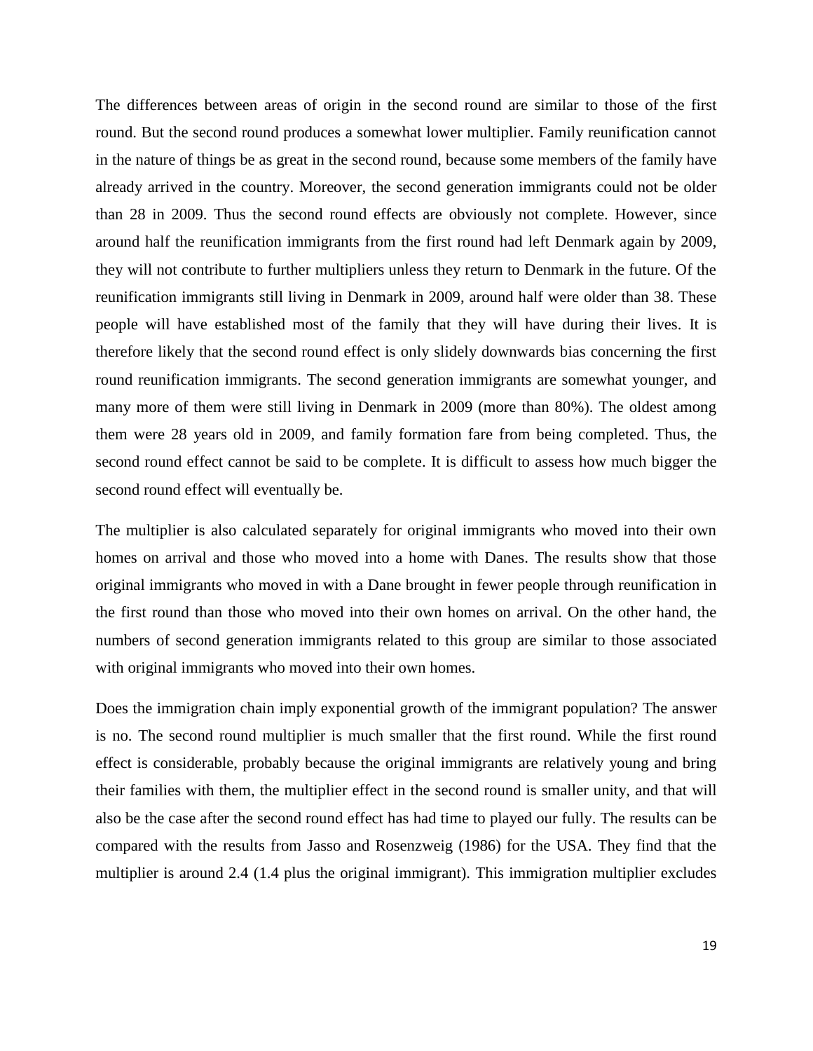The differences between areas of origin in the second round are similar to those of the first round. But the second round produces a somewhat lower multiplier. Family reunification cannot in the nature of things be as great in the second round, because some members of the family have already arrived in the country. Moreover, the second generation immigrants could not be older than 28 in 2009. Thus the second round effects are obviously not complete. However, since around half the reunification immigrants from the first round had left Denmark again by 2009, they will not contribute to further multipliers unless they return to Denmark in the future. Of the reunification immigrants still living in Denmark in 2009, around half were older than 38. These people will have established most of the family that they will have during their lives. It is therefore likely that the second round effect is only slidely downwards bias concerning the first round reunification immigrants. The second generation immigrants are somewhat younger, and many more of them were still living in Denmark in 2009 (more than 80%). The oldest among them were 28 years old in 2009, and family formation fare from being completed. Thus, the second round effect cannot be said to be complete. It is difficult to assess how much bigger the second round effect will eventually be.

The multiplier is also calculated separately for original immigrants who moved into their own homes on arrival and those who moved into a home with Danes. The results show that those original immigrants who moved in with a Dane brought in fewer people through reunification in the first round than those who moved into their own homes on arrival. On the other hand, the numbers of second generation immigrants related to this group are similar to those associated with original immigrants who moved into their own homes.

Does the immigration chain imply exponential growth of the immigrant population? The answer is no. The second round multiplier is much smaller that the first round. While the first round effect is considerable, probably because the original immigrants are relatively young and bring their families with them, the multiplier effect in the second round is smaller unity, and that will also be the case after the second round effect has had time to played our fully. The results can be compared with the results from Jasso and Rosenzweig (1986) for the USA. They find that the multiplier is around 2.4 (1.4 plus the original immigrant). This immigration multiplier excludes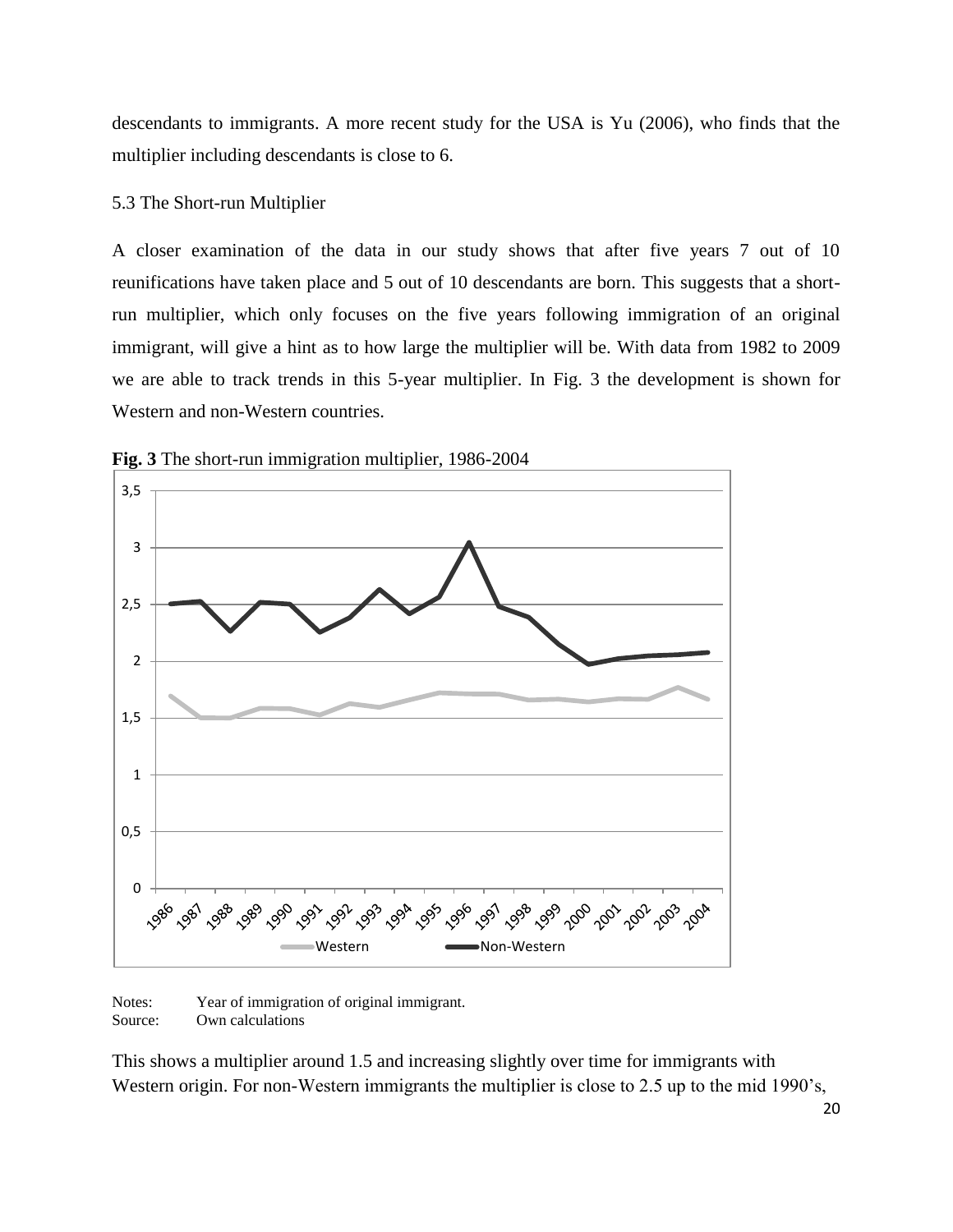descendants to immigrants. A more recent study for the USA is Yu (2006), who finds that the multiplier including descendants is close to 6.

### 5.3 The Short-run Multiplier

A closer examination of the data in our study shows that after five years 7 out of 10 reunifications have taken place and 5 out of 10 descendants are born. This suggests that a short-run multiplier, which only focuses on the five years following immigration of an original immigrant, will give a hint as to how large the multiplier will be. With data from 1982 to 2009 we are able to track trends in this 5-year multiplier. In Fig. 3 the development is shown for Western and non-Western countries.

**Fig. 3** The short-run immigration multiplier, 1986-2004

Notes: Year of immigration of original immigrant.
Source: Own calculations

This shows a multiplier around 1.5 and increasing slightly over time for immigrants with Western origin. For non-Western immigrants the multiplier is close to 2.5 up to the mid 1990's,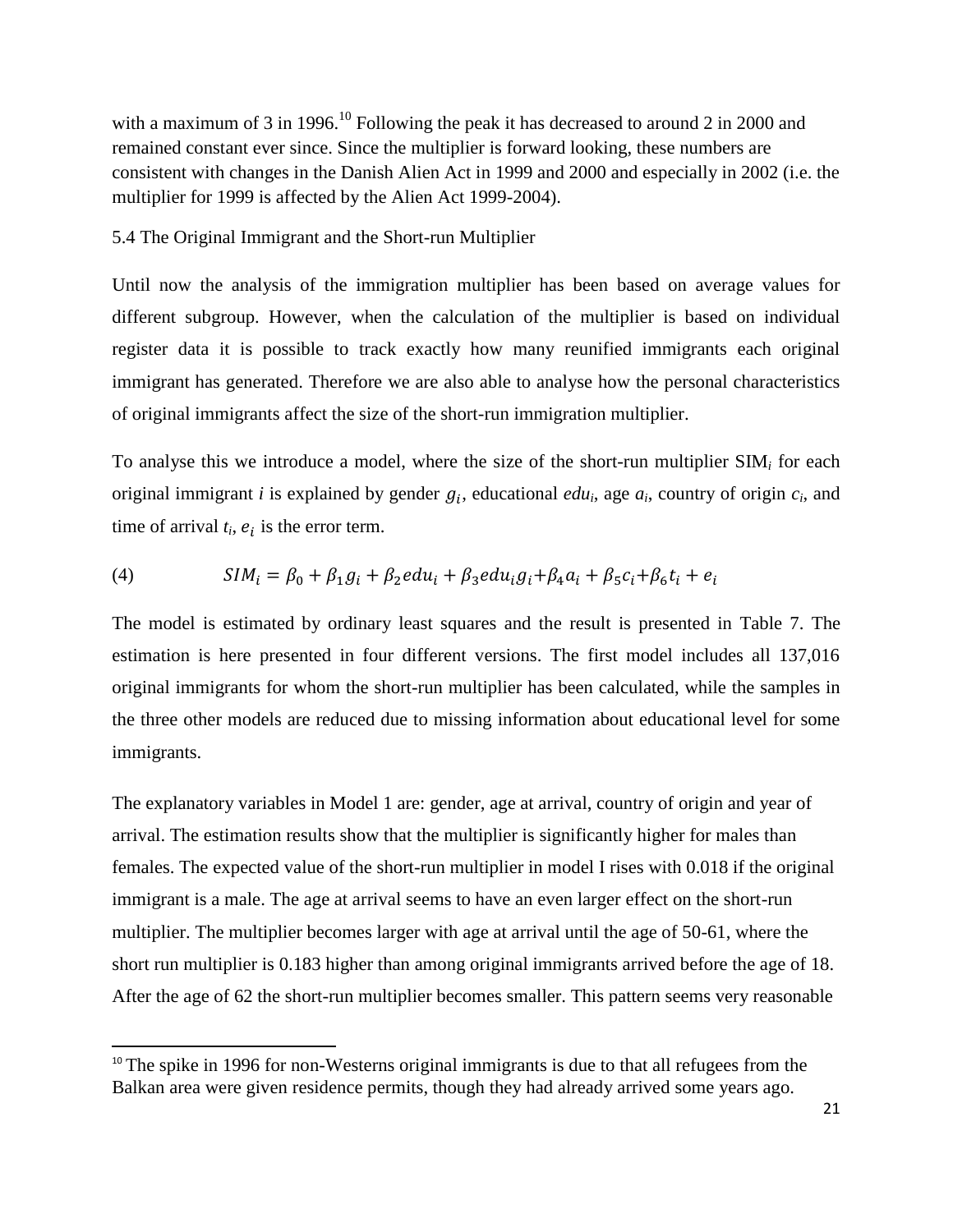with a maximum of 3 in 1996.[10] Following the peak it has decreased to around 2 in 2000 and remained constant ever since. Since the multiplier is forward looking, these numbers are consistent with changes in the Danish Alien Act in 1999 and 2000 and especially in 2002 (i.e. the multiplier for 1999 is affected by the Alien Act 1999-2004).

## 5.4 The Original Immigrant and the Short-run Multiplier

Until now the analysis of the immigration multiplier has been based on average values for different subgroup. However, when the calculation of the multiplier is based on individual register data it is possible to track exactly how many reunified immigrants each original immigrant has generated. Therefore we are also able to analyse how the personal characteristics of original immigrants affect the size of the short-run immigration multiplier.

To analyse this we introduce a model, where the size of the short-run multiplier $SIM_i$ for each original immigrant $i$ is explained by gender $g_i$, educational $edu_i$, age $a_i$, country of origin $c_i$, and time of arrival $t_i$, $e_i$ is the error term.

$$SIM_i = \beta_0 + \beta_1 g_i + \beta_2 edu_i + \beta_3 edu_i g_i + \beta_4 a_i + \beta_5 c_i + \beta_6 t_i + e_i \tag{4}$$

The model is estimated by ordinary least squares and the result is presented in Table 7. The estimation is here presented in four different versions. The first model includes all 137,016 original immigrants for whom the short-run multiplier has been calculated, while the samples in the three other models are reduced due to missing information about educational level for some immigrants.

The explanatory variables in Model 1 are: gender, age at arrival, country of origin and year of arrival. The estimation results show that the multiplier is significantly higher for males than females. The expected value of the short-run multiplier in model I rises with 0.018 if the original immigrant is a male. The age at arrival seems to have an even larger effect on the short-run multiplier. The multiplier becomes larger with age at arrival until the age of 50-61, where the short run multiplier is 0.183 higher than among original immigrants arrived before the age of 18. After the age of 62 the short-run multiplier becomes smaller. This pattern seems very reasonable

[10] The spike in 1996 for non-Westerns original immigrants is due to that all refugees from the Balkan area were given residence permits, though they had already arrived some years ago.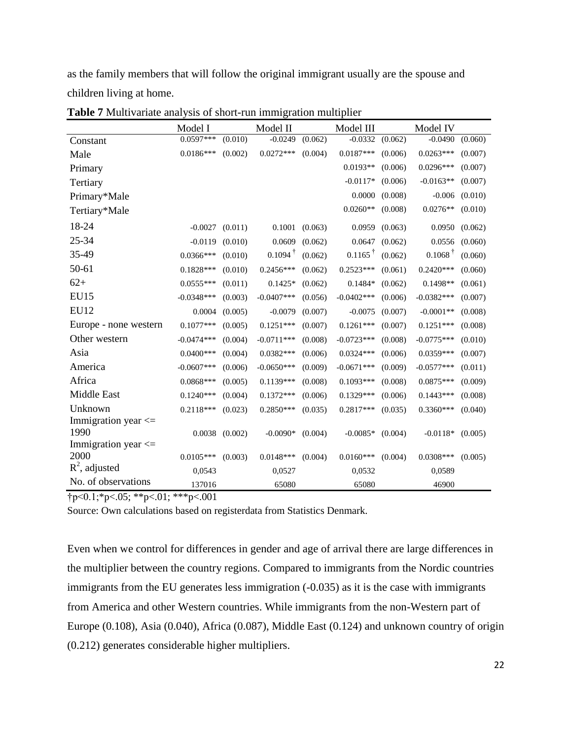as the family members that will follow the original immigrant usually are the spouse and children living at home.

**Table 7** Multivariate analysis of short-run immigration multiplier

| | Model I | | Model II | | Model III | | Model IV | |
|---|---|---|---|---|---|---|---|---|
| Constant | 0.0597*** | (0.010) | -0.0249 | (0.062) | -0.0332 | (0.062) | -0.0490 | (0.060) |
| Male | 0.0186*** | (0.002) | 0.0272*** | (0.004) | 0.0187*** | (0.006) | 0.0263*** | (0.007) |
| Primary | | | | | 0.0193** | (0.006) | 0.0296*** | (0.007) |
| Tertiary | | | | | -0.0117* | (0.006) | -0.0163** | (0.007) |
| Primary*Male | | | | | 0.0000 | (0.008) | -0.006 | (0.010) |
| Tertiary*Male | | | | | 0.0260** | (0.008) | 0.0276** | (0.010) |
| 18-24 | -0.0027 | (0.011) | 0.1001 | (0.063) | 0.0959 | (0.063) | 0.0950 | (0.062) |
| 25-34 | -0.0119 | (0.010) | 0.0609 | (0.062) | 0.0647 | (0.062) | 0.0556 | (0.060) |
| 35-49 | 0.0366*** | (0.010) | 0.1094 † | (0.062) | 0.1165 † | (0.062) | 0.1068 † | (0.060) |
| 50-61 | 0.1828*** | (0.010) | 0.2456*** | (0.062) | 0.2523*** | (0.061) | 0.2420*** | (0.060) |
| 62+ | 0.0555*** | (0.011) | 0.1425* | (0.062) | 0.1484* | (0.062) | 0.1498** | (0.061) |
| EU15 | -0.0348*** | (0.003) | -0.0407*** | (0.056) | -0.0402*** | (0.006) | -0.0382*** | (0.007) |
| EU12 | 0.0004 | (0.005) | -0.0079 | (0.007) | -0.0075 | (0.007) | -0.0001** | (0.008) |
| Europe - none western | 0.1077*** | (0.005) | 0.1251*** | (0.007) | 0.1261*** | (0.007) | 0.1251*** | (0.008) |
| Other western | -0.0474*** | (0.004) | -0.0711*** | (0.008) | -0.0723*** | (0.008) | -0.0775*** | (0.010) |
| Asia | 0.0400*** | (0.004) | 0.0382*** | (0.006) | 0.0324*** | (0.006) | 0.0359*** | (0.007) |
| America | -0.0607*** | (0.006) | -0.0650*** | (0.009) | -0.0671*** | (0.009) | -0.0577*** | (0.011) |
| Africa | 0.0868*** | (0.005) | 0.1139*** | (0.008) | 0.1093*** | (0.008) | 0.0875*** | (0.009) |
| Middle East | 0.1240*** | (0.004) | 0.1372*** | (0.006) | 0.1329*** | (0.006) | 0.1443*** | (0.008) |
| Unknown | 0.2118*** | (0.023) | 0.2850*** | (0.035) | 0.2817*** | (0.035) | 0.3360*** | (0.040) |
| Immigration year <= 1990 | 0.0038 | (0.002) | -0.0090* | (0.004) | -0.0085* | (0.004) | -0.0118* | (0.005) |
| Immigration year <= 2000 | 0.0105*** | (0.003) | 0.0148*** | (0.004) | 0.0160*** | (0.004) | 0.0308*** | (0.005) |
| $R^2$, adjusted | 0,0543 | | 0,0527 | | 0,0532 | | 0,0589 | |
| No. of observations | 137016 | | 65080 | | 65080 | | 46900 | |

†p<0.1;*p<.05; **p<.01; ***p<.001

Source: Own calculations based on registerdata from Statistics Denmark.

Even when we control for differences in gender and age of arrival there are large differences in the multiplier between the country regions. Compared to immigrants from the Nordic countries immigrants from the EU generates less immigration (-0.035) as it is the case with immigrants from America and other Western countries. While immigrants from the non-Western part of Europe (0.108), Asia (0.040), Africa (0.087), Middle East (0.124) and unknown country of origin (0.212) generates considerable higher multipliers.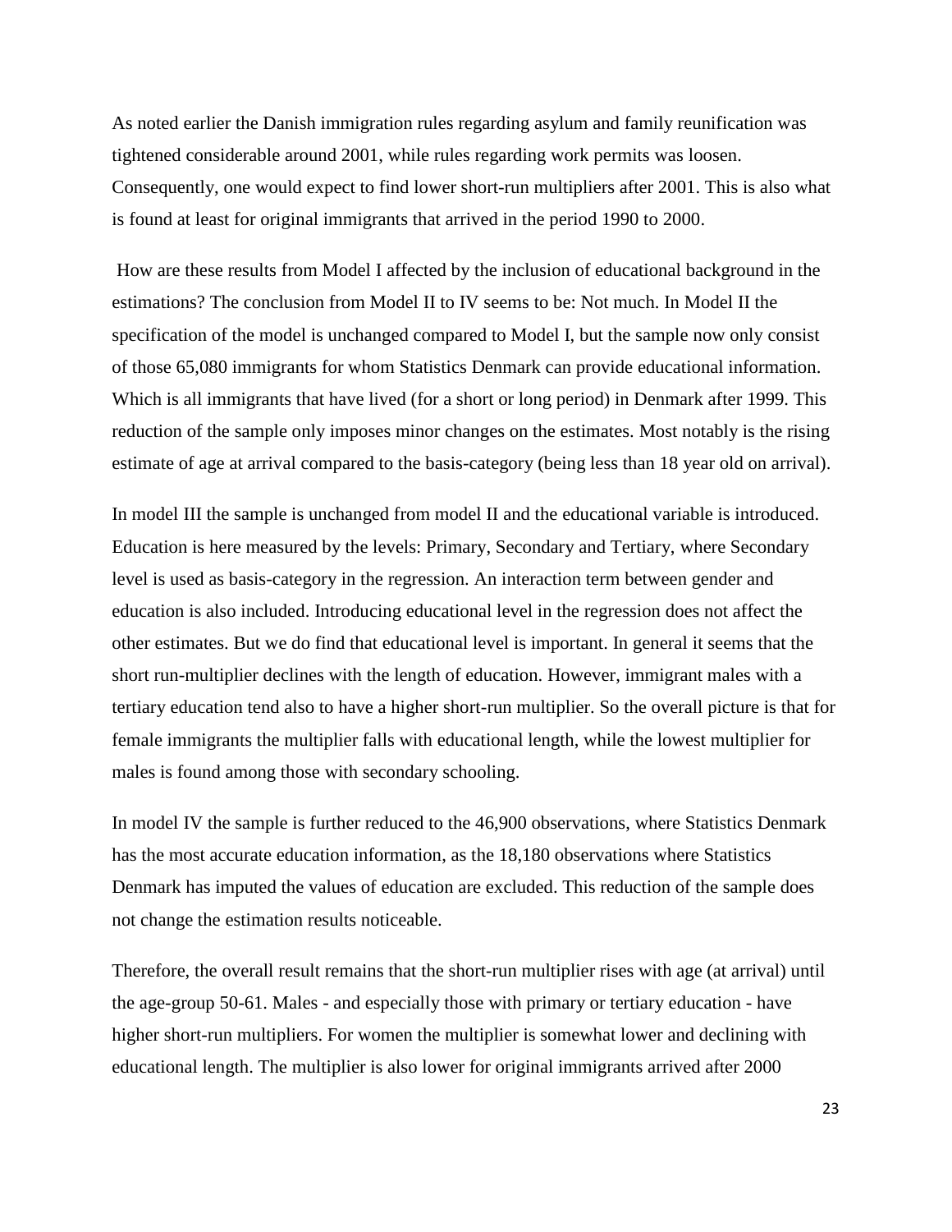As noted earlier the Danish immigration rules regarding asylum and family reunification was tightened considerable around 2001, while rules regarding work permits was loosen. Consequently, one would expect to find lower short-run multipliers after 2001. This is also what is found at least for original immigrants that arrived in the period 1990 to 2000.

How are these results from Model I affected by the inclusion of educational background in the estimations? The conclusion from Model II to IV seems to be: Not much. In Model II the specification of the model is unchanged compared to Model I, but the sample now only consist of those 65,080 immigrants for whom Statistics Denmark can provide educational information. Which is all immigrants that have lived (for a short or long period) in Denmark after 1999. This reduction of the sample only imposes minor changes on the estimates. Most notably is the rising estimate of age at arrival compared to the basis-category (being less than 18 year old on arrival).

In model III the sample is unchanged from model II and the educational variable is introduced. Education is here measured by the levels: Primary, Secondary and Tertiary, where Secondary level is used as basis-category in the regression. An interaction term between gender and education is also included. Introducing educational level in the regression does not affect the other estimates. But we do find that educational level is important. In general it seems that the short run-multiplier declines with the length of education. However, immigrant males with a tertiary education tend also to have a higher short-run multiplier. So the overall picture is that for female immigrants the multiplier falls with educational length, while the lowest multiplier for males is found among those with secondary schooling.

In model IV the sample is further reduced to the 46,900 observations, where Statistics Denmark has the most accurate education information, as the 18,180 observations where Statistics Denmark has imputed the values of education are excluded. This reduction of the sample does not change the estimation results noticeable.

Therefore, the overall result remains that the short-run multiplier rises with age (at arrival) until the age-group 50-61. Males - and especially those with primary or tertiary education - have higher short-run multipliers. For women the multiplier is somewhat lower and declining with educational length. The multiplier is also lower for original immigrants arrived after 2000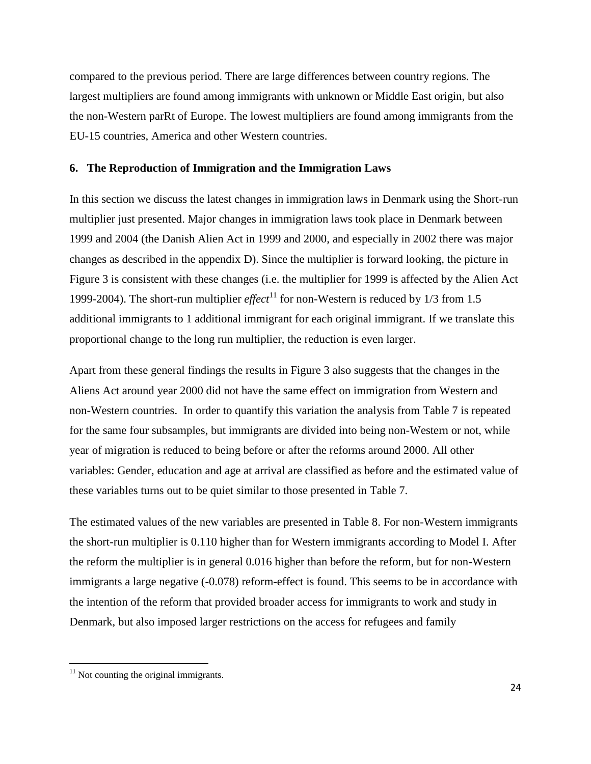compared to the previous period. There are large differences between country regions. The largest multipliers are found among immigrants with unknown or Middle East origin, but also the non-Western parRt of Europe. The lowest multipliers are found among immigrants from the EU-15 countries, America and other Western countries.

## 6. The Reproduction of Immigration and the Immigration Laws

In this section we discuss the latest changes in immigration laws in Denmark using the Short-run multiplier just presented. Major changes in immigration laws took place in Denmark between 1999 and 2004 (the Danish Alien Act in 1999 and 2000, and especially in 2002 there was major changes as described in the appendix D). Since the multiplier is forward looking, the picture in Figure 3 is consistent with these changes (i.e. the multiplier for 1999 is affected by the Alien Act 1999-2004). The short-run multiplier *effect*[11] for non-Western is reduced by 1/3 from 1.5 additional immigrants to 1 additional immigrant for each original immigrant. If we translate this proportional change to the long run multiplier, the reduction is even larger.

Apart from these general findings the results in Figure 3 also suggests that the changes in the Aliens Act around year 2000 did not have the same effect on immigration from Western and non-Western countries. In order to quantify this variation the analysis from Table 7 is repeated for the same four subsamples, but immigrants are divided into being non-Western or not, while year of migration is reduced to being before or after the reforms around 2000. All other variables: Gender, education and age at arrival are classified as before and the estimated value of these variables turns out to be quiet similar to those presented in Table 7.

The estimated values of the new variables are presented in Table 8. For non-Western immigrants the short-run multiplier is 0.110 higher than for Western immigrants according to Model I. After the reform the multiplier is in general 0.016 higher than before the reform, but for non-Western immigrants a large negative (-0.078) reform-effect is found. This seems to be in accordance with the intention of the reform that provided broader access for immigrants to work and study in Denmark, but also imposed larger restrictions on the access for refugees and family

[11] Not counting the original immigrants.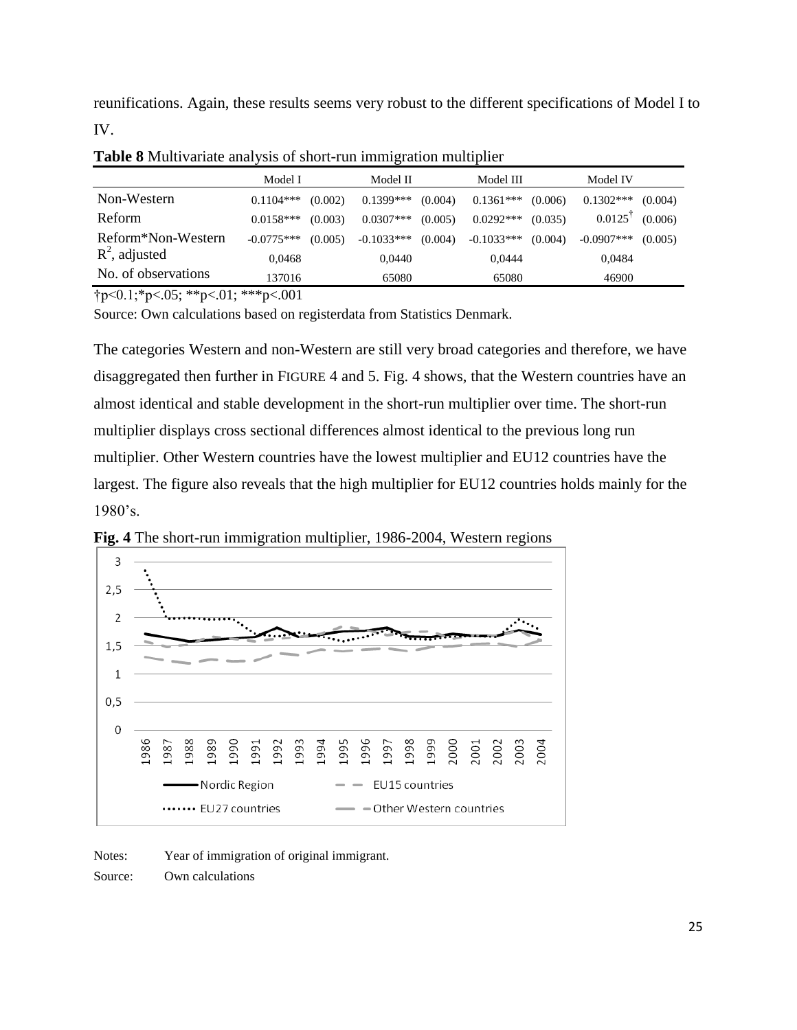reunifications. Again, these results seems very robust to the different specifications of Model I to IV.

**Table 8** Multivariate analysis of short-run immigration multiplier

| | Model I | | Model II | | Model III | | Model IV | |
|---|---|---|---|---|---|---|---|---|
| Non-Western | 0.1104*** | (0.002) | 0.1399*** | (0.004) | 0.1361*** | (0.006) | 0.1302*** | (0.004) |
| Reform | 0.0158*** | (0.003) | 0.0307*** | (0.005) | 0.0292*** | (0.035) | 0.0125† | (0.006) |
| Reform*Non-Western | -0.0775*** | (0.005) | -0.1033*** | (0.004) | -0.1033*** | (0.004) | -0.0907*** | (0.005) |
| $R^2$, adjusted | 0,0468 | | 0,0440 | | 0,0444 | | 0,0484 | |
| No. of observations | 137016 | | 65080 | | 65080 | | 46900 | |

†p<0.1;*p<.05; **p<.01; ***p<.001

Source: Own calculations based on registerdata from Statistics Denmark.

The categories Western and non-Western are still very broad categories and therefore, we have disaggregated then further in FIGURE 4 and 5. Fig. 4 shows, that the Western countries have an almost identical and stable development in the short-run multiplier over time. The short-run multiplier displays cross sectional differences almost identical to the previous long run multiplier. Other Western countries have the lowest multiplier and EU12 countries have the largest. The figure also reveals that the high multiplier for EU12 countries holds mainly for the 1980's.

**Fig. 4** The short-run immigration multiplier, 1986-2004, Western regions

Notes: Year of immigration of original immigrant.

Source: Own calculations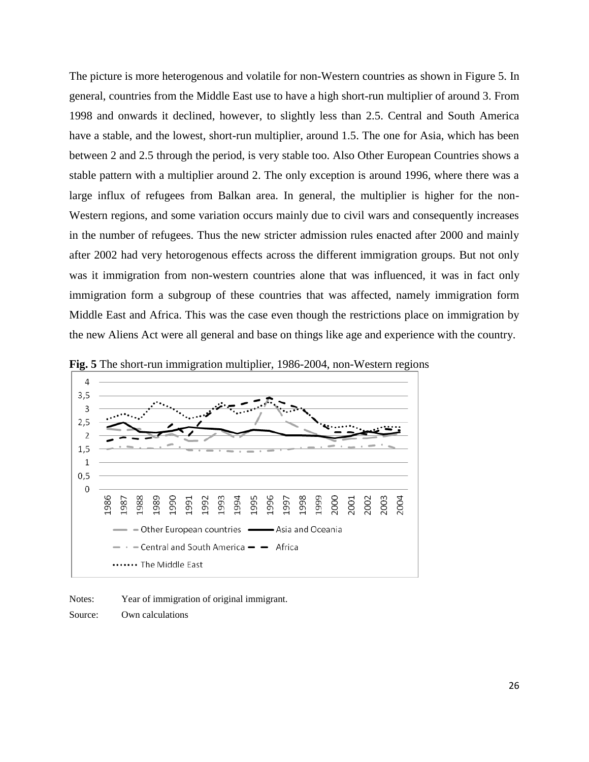The picture is more heterogenous and volatile for non-Western countries as shown in Figure 5. In general, countries from the Middle East use to have a high short-run multiplier of around 3. From 1998 and onwards it declined, however, to slightly less than 2.5. Central and South America have a stable, and the lowest, short-run multiplier, around 1.5. The one for Asia, which has been between 2 and 2.5 through the period, is very stable too. Also Other European Countries shows a stable pattern with a multiplier around 2. The only exception is around 1996, where there was a large influx of refugees from Balkan area. In general, the multiplier is higher for the non-Western regions, and some variation occurs mainly due to civil wars and consequently increases in the number of refugees. Thus the new stricter admission rules enacted after 2000 and mainly after 2002 had very hetorogenous effects across the different immigration groups. But not only was it immigration from non-western countries alone that was influenced, it was in fact only immigration form a subgroup of these countries that was affected, namely immigration form Middle East and Africa. This was the case even though the restrictions place on immigration by the new Aliens Act were all general and base on things like age and experience with the country.

**Fig. 5** The short-run immigration multiplier, 1986-2004, non-Western regions

Notes: Year of immigration of original immigrant.

Source: Own calculations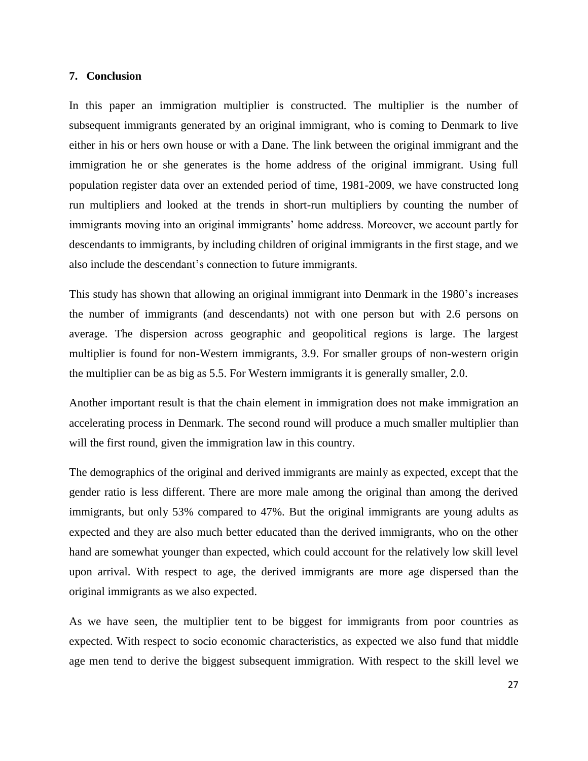## 7. Conclusion

In this paper an immigration multiplier is constructed. The multiplier is the number of subsequent immigrants generated by an original immigrant, who is coming to Denmark to live either in his or hers own house or with a Dane. The link between the original immigrant and the immigration he or she generates is the home address of the original immigrant. Using full population register data over an extended period of time, 1981-2009, we have constructed long run multipliers and looked at the trends in short-run multipliers by counting the number of immigrants moving into an original immigrants' home address. Moreover, we account partly for descendants to immigrants, by including children of original immigrants in the first stage, and we also include the descendant's connection to future immigrants.

This study has shown that allowing an original immigrant into Denmark in the 1980's increases the number of immigrants (and descendants) not with one person but with 2.6 persons on average. The dispersion across geographic and geopolitical regions is large. The largest multiplier is found for non-Western immigrants, 3.9. For smaller groups of non-western origin the multiplier can be as big as 5.5. For Western immigrants it is generally smaller, 2.0.

Another important result is that the chain element in immigration does not make immigration an accelerating process in Denmark. The second round will produce a much smaller multiplier than will the first round, given the immigration law in this country.

The demographics of the original and derived immigrants are mainly as expected, except that the gender ratio is less different. There are more male among the original than among the derived immigrants, but only 53% compared to 47%. But the original immigrants are young adults as expected and they are also much better educated than the derived immigrants, who on the other hand are somewhat younger than expected, which could account for the relatively low skill level upon arrival. With respect to age, the derived immigrants are more age dispersed than the original immigrants as we also expected.

As we have seen, the multiplier tent to be biggest for immigrants from poor countries as expected. With respect to socio economic characteristics, as expected we also fund that middle age men tend to derive the biggest subsequent immigration. With respect to the skill level we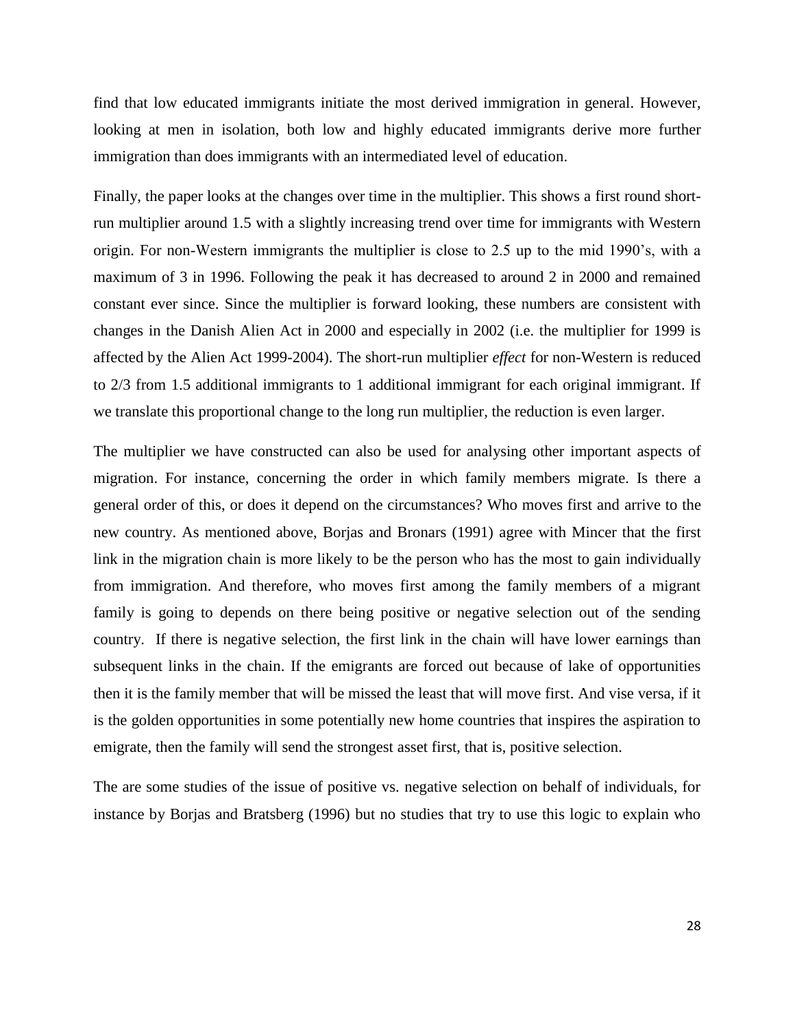find that low educated immigrants initiate the most derived immigration in general. However, looking at men in isolation, both low and highly educated immigrants derive more further immigration than does immigrants with an intermediated level of education.

Finally, the paper looks at the changes over time in the multiplier. This shows a first round short-run multiplier around 1.5 with a slightly increasing trend over time for immigrants with Western origin. For non-Western immigrants the multiplier is close to 2.5 up to the mid 1990's, with a maximum of 3 in 1996. Following the peak it has decreased to around 2 in 2000 and remained constant ever since. Since the multiplier is forward looking, these numbers are consistent with changes in the Danish Alien Act in 2000 and especially in 2002 (i.e. the multiplier for 1999 is affected by the Alien Act 1999-2004). The short-run multiplier *effect* for non-Western is reduced to 2/3 from 1.5 additional immigrants to 1 additional immigrant for each original immigrant. If we translate this proportional change to the long run multiplier, the reduction is even larger.

The multiplier we have constructed can also be used for analysing other important aspects of migration. For instance, concerning the order in which family members migrate. Is there a general order of this, or does it depend on the circumstances? Who moves first and arrive to the new country. As mentioned above, Borjas and Bronars (1991) agree with Mincer that the first link in the migration chain is more likely to be the person who has the most to gain individually from immigration. And therefore, who moves first among the family members of a migrant family is going to depends on there being positive or negative selection out of the sending country. If there is negative selection, the first link in the chain will have lower earnings than subsequent links in the chain. If the emigrants are forced out because of lake of opportunities then it is the family member that will be missed the least that will move first. And vise versa, if it is the golden opportunities in some potentially new home countries that inspires the aspiration to emigrate, then the family will send the strongest asset first, that is, positive selection.

The are some studies of the issue of positive vs. negative selection on behalf of individuals, for instance by Borjas and Bratsberg (1996) but no studies that try to use this logic to explain who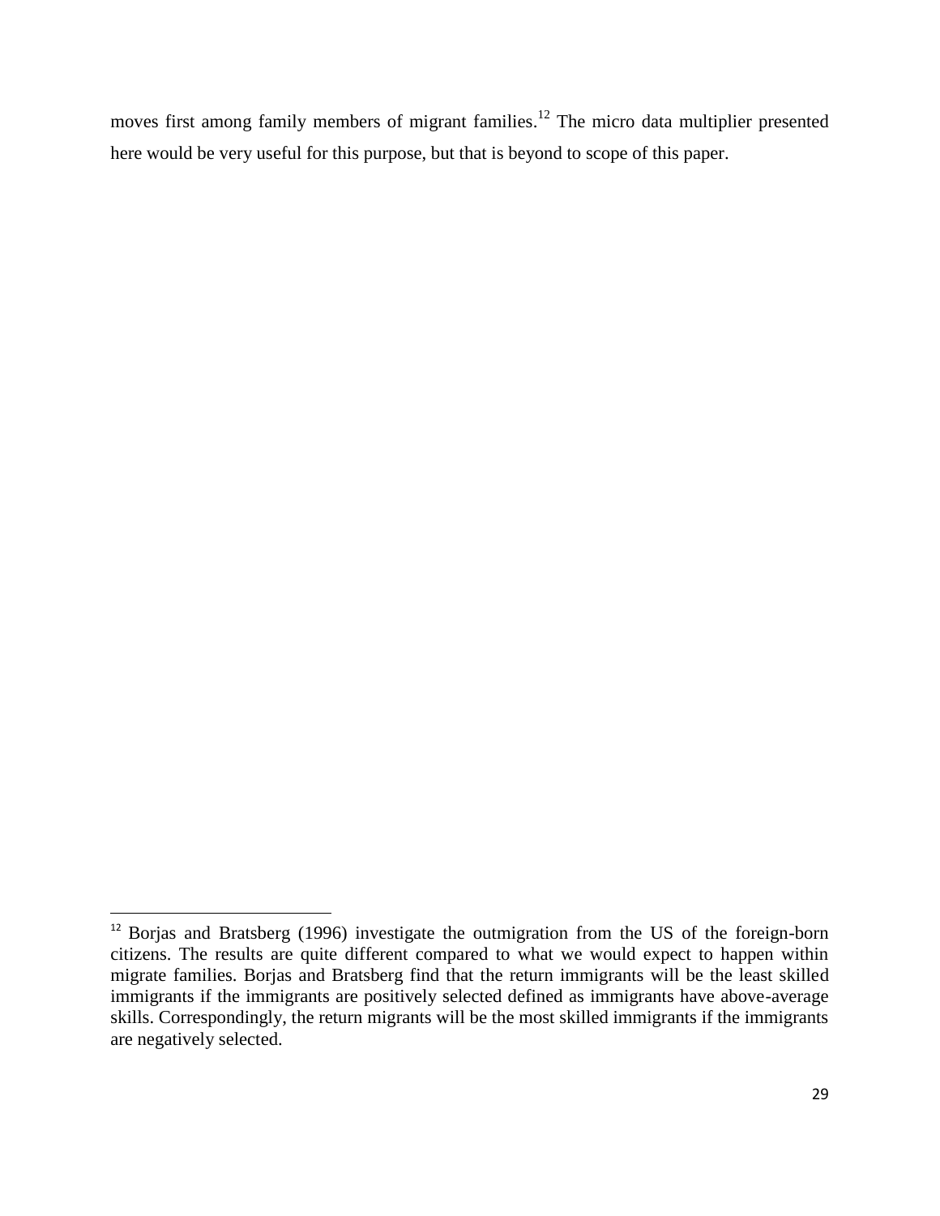moves first among family members of migrant families.[12] The micro data multiplier presented here would be very useful for this purpose, but that is beyond to scope of this paper.

[12] Borjas and Bratsberg (1996) investigate the outmigration from the US of the foreign-born citizens. The results are quite different compared to what we would expect to happen within migrate families. Borjas and Bratsberg find that the return immigrants will be the least skilled immigrants if the immigrants are positively selected defined as immigrants have above-average skills. Correspondingly, the return migrants will be the most skilled immigrants if the immigrants are negatively selected.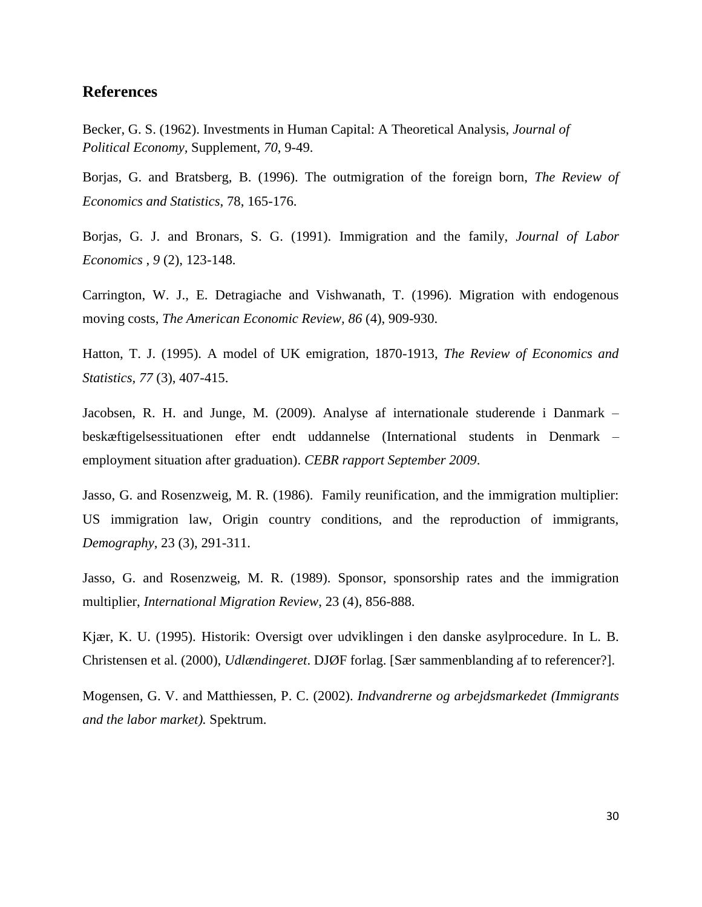## References

Becker, G. S. (1962). Investments in Human Capital: A Theoretical Analysis, *Journal of Political Economy,* Supplement, *70*, 9-49.

Borjas, G. and Bratsberg, B. (1996). The outmigration of the foreign born, *The Review of Economics and Statistics*, 78, 165-176.

Borjas, G. J. and Bronars, S. G. (1991). Immigration and the family, *Journal of Labor Economics* , *9* (2), 123-148.

Carrington, W. J., E. Detragiache and Vishwanath, T. (1996). Migration with endogenous moving costs, *The American Economic Review, 86* (4), 909-930.

Hatton, T. J. (1995). A model of UK emigration, 1870-1913, *The Review of Economics and Statistics, 77* (3), 407-415.

Jacobsen, R. H. and Junge, M. (2009). Analyse af internationale studerende i Danmark – beskæftigelsessituationen efter endt uddannelse (International students in Denmark – employment situation after graduation). *CEBR rapport September 2009*.

Jasso, G. and Rosenzweig, M. R. (1986). Family reunification, and the immigration multiplier: US immigration law, Origin country conditions, and the reproduction of immigrants, *Demography*, 23 (3), 291-311.

Jasso, G. and Rosenzweig, M. R. (1989). Sponsor, sponsorship rates and the immigration multiplier, *International Migration Review*, 23 (4), 856-888.

Kjær, K. U. (1995). Historik: Oversigt over udviklingen i den danske asylprocedure. In L. B. Christensen et al. (2000), *Udlændingeret*. DJØF forlag. [Sær sammenblanding af to referencer?].

Mogensen, G. V. and Matthiessen, P. C. (2002). *Indvandrerne og arbejdsmarkedet (Immigrants and the labor market).* Spektrum.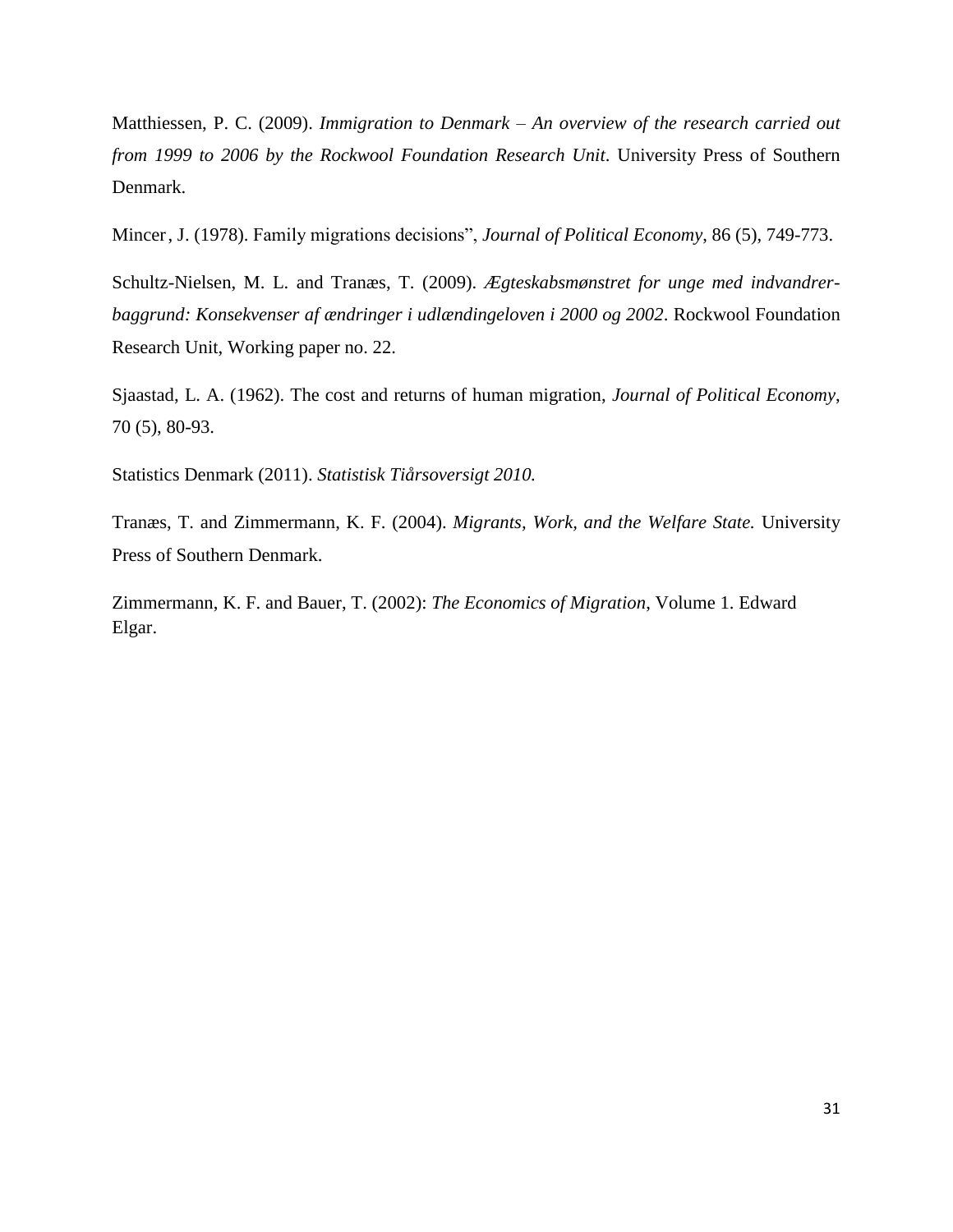Matthiessen, P. C. (2009). *Immigration to Denmark – An overview of the research carried out from 1999 to 2006 by the Rockwool Foundation Research Unit*. University Press of Southern Denmark.

Mincer, J. (1978). Family migrations decisions", *Journal of Political Economy*, 86 (5), 749-773.

Schultz-Nielsen, M. L. and Tranæs, T. (2009). *Ægteskabsmønstret for unge med indvandrer-baggrund: Konsekvenser af ændringer i udlændingeloven i 2000 og 2002*. Rockwool Foundation Research Unit, Working paper no. 22.

Sjaastad, L. A. (1962). The cost and returns of human migration, *Journal of Political Economy*, 70 (5), 80-93.

Statistics Denmark (2011). *Statistisk Tiårsoversigt 2010.*

Tranæs, T. and Zimmermann, K. F. (2004). *Migrants, Work, and the Welfare State.* University Press of Southern Denmark.

Zimmermann, K. F. and Bauer, T. (2002): *The Economics of Migration*, Volume 1. Edward Elgar.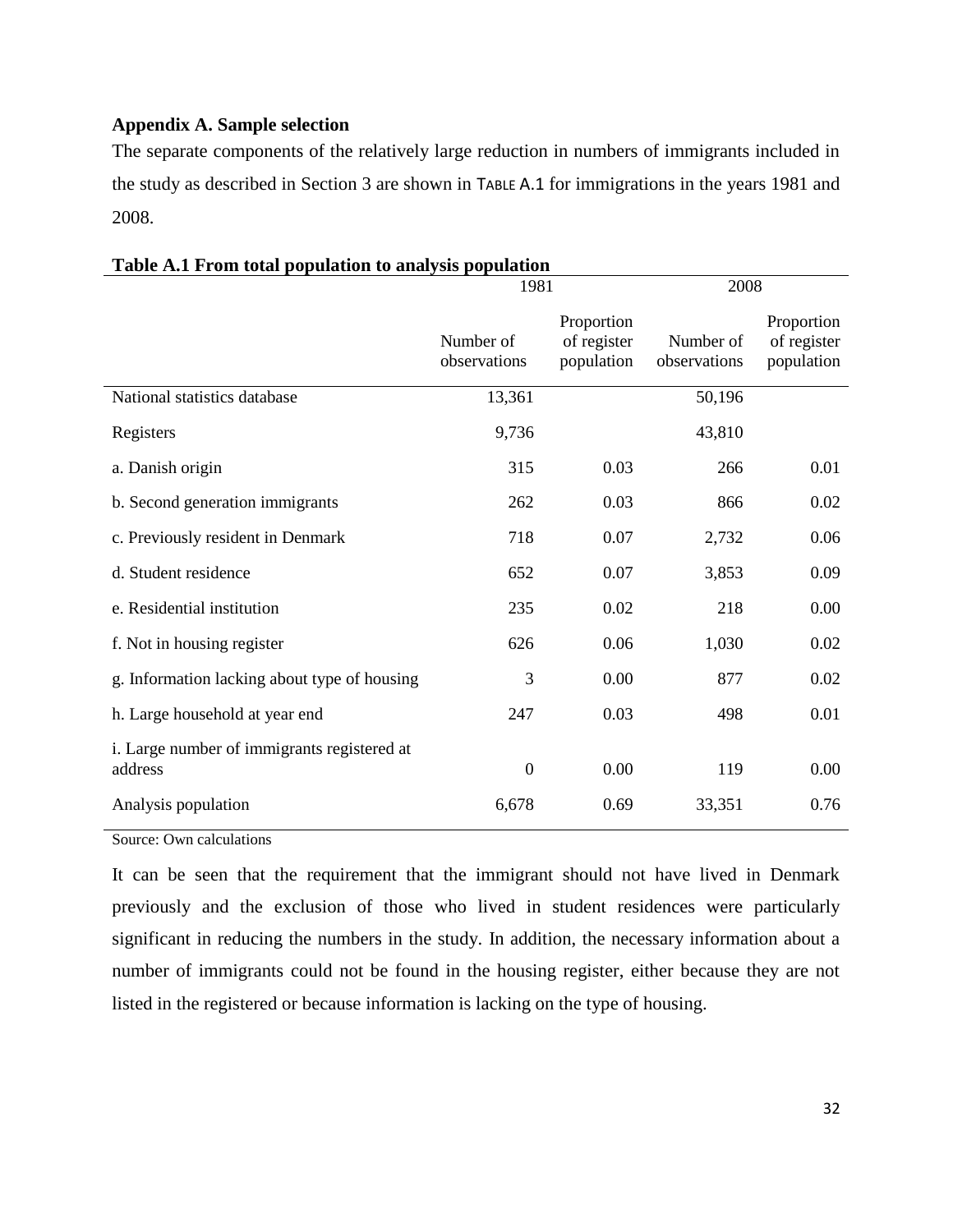## Appendix A. Sample selection

The separate components of the relatively large reduction in numbers of immigrants included in the study as described in Section 3 are shown in Table A.1 for immigrations in the years 1981 and 2008.

**Table A.1 From total population to analysis population**

| | 1981 | | 2008 | |
|---|---|---|---|---|
| | Number of observations | Proportion of register population | Number of observations | Proportion of register population |
| National statistics database | 13,361 | | 50,196 | |
| Registers | 9,736 | | 43,810 | |
| a. Danish origin | 315 | 0.03 | 266 | 0.01 |
| b. Second generation immigrants | 262 | 0.03 | 866 | 0.02 |
| c. Previously resident in Denmark | 718 | 0.07 | 2,732 | 0.06 |
| d. Student residence | 652 | 0.07 | 3,853 | 0.09 |
| e. Residential institution | 235 | 0.02 | 218 | 0.00 |
| f. Not in housing register | 626 | 0.06 | 1,030 | 0.02 |
| g. Information lacking about type of housing | 3 | 0.00 | 877 | 0.02 |
| h. Large household at year end | 247 | 0.03 | 498 | 0.01 |
| i. Large number of immigrants registered at address | 0 | 0.00 | 119 | 0.00 |
| Analysis population | 6,678 | 0.69 | 33,351 | 0.76 |

Source: Own calculations

It can be seen that the requirement that the immigrant should not have lived in Denmark previously and the exclusion of those who lived in student residences were particularly significant in reducing the numbers in the study. In addition, the necessary information about a number of immigrants could not be found in the housing register, either because they are not listed in the registered or because information is lacking on the type of housing.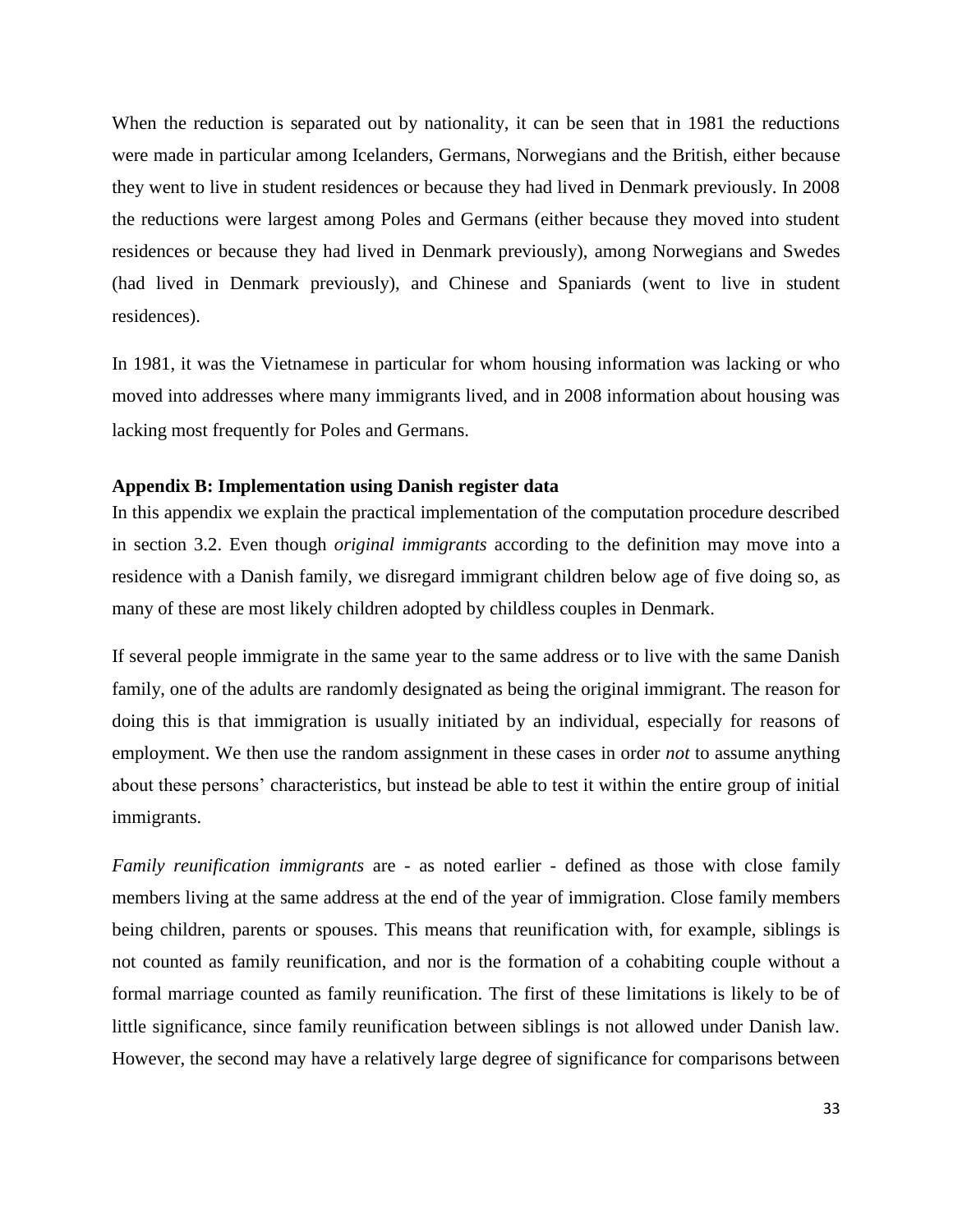When the reduction is separated out by nationality, it can be seen that in 1981 the reductions were made in particular among Icelanders, Germans, Norwegians and the British, either because they went to live in student residences or because they had lived in Denmark previously. In 2008 the reductions were largest among Poles and Germans (either because they moved into student residences or because they had lived in Denmark previously), among Norwegians and Swedes (had lived in Denmark previously), and Chinese and Spaniards (went to live in student residences).

In 1981, it was the Vietnamese in particular for whom housing information was lacking or who moved into addresses where many immigrants lived, and in 2008 information about housing was lacking most frequently for Poles and Germans.

### Appendix B: Implementation using Danish register data

In this appendix we explain the practical implementation of the computation procedure described in section 3.2. Even though *original immigrants* according to the definition may move into a residence with a Danish family, we disregard immigrant children below age of five doing so, as many of these are most likely children adopted by childless couples in Denmark.

If several people immigrate in the same year to the same address or to live with the same Danish family, one of the adults are randomly designated as being the original immigrant. The reason for doing this is that immigration is usually initiated by an individual, especially for reasons of employment. We then use the random assignment in these cases in order *not* to assume anything about these persons' characteristics, but instead be able to test it within the entire group of initial immigrants.

*Family reunification immigrants* are - as noted earlier - defined as those with close family members living at the same address at the end of the year of immigration. Close family members being children, parents or spouses. This means that reunification with, for example, siblings is not counted as family reunification, and nor is the formation of a cohabiting couple without a formal marriage counted as family reunification. The first of these limitations is likely to be of little significance, since family reunification between siblings is not allowed under Danish law. However, the second may have a relatively large degree of significance for comparisons between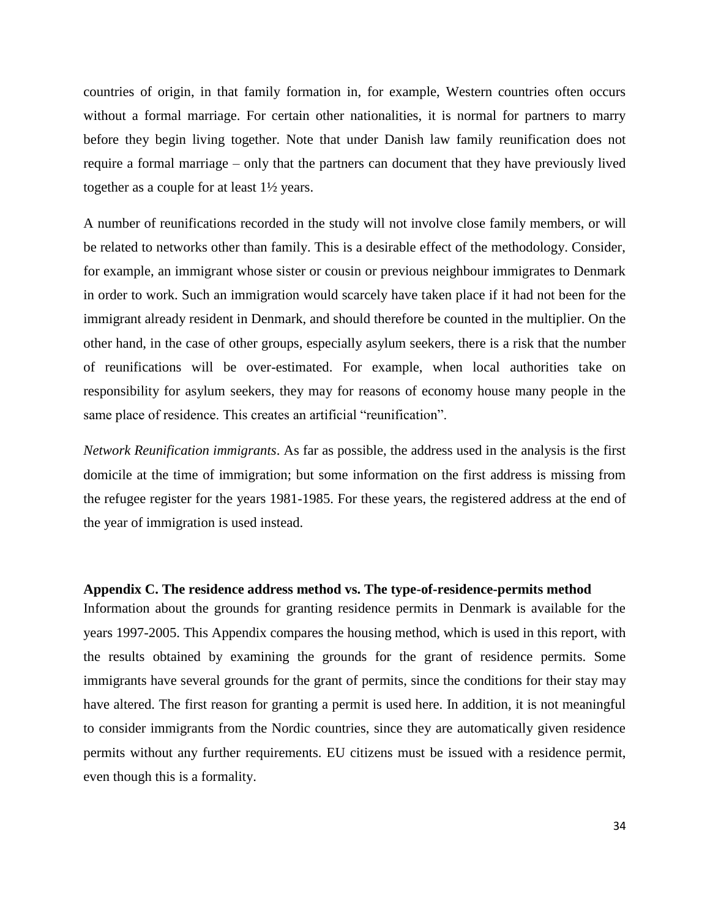countries of origin, in that family formation in, for example, Western countries often occurs without a formal marriage. For certain other nationalities, it is normal for partners to marry before they begin living together. Note that under Danish law family reunification does not require a formal marriage – only that the partners can document that they have previously lived together as a couple for at least 1½ years.

A number of reunifications recorded in the study will not involve close family members, or will be related to networks other than family. This is a desirable effect of the methodology. Consider, for example, an immigrant whose sister or cousin or previous neighbour immigrates to Denmark in order to work. Such an immigration would scarcely have taken place if it had not been for the immigrant already resident in Denmark, and should therefore be counted in the multiplier. On the other hand, in the case of other groups, especially asylum seekers, there is a risk that the number of reunifications will be over-estimated. For example, when local authorities take on responsibility for asylum seekers, they may for reasons of economy house many people in the same place of residence. This creates an artificial "reunification".

*Network Reunification immigrants*. As far as possible, the address used in the analysis is the first domicile at the time of immigration; but some information on the first address is missing from the refugee register for the years 1981-1985. For these years, the registered address at the end of the year of immigration is used instead.

**Appendix C. The residence address method vs. The type-of-residence-permits method**

Information about the grounds for granting residence permits in Denmark is available for the years 1997-2005. This Appendix compares the housing method, which is used in this report, with the results obtained by examining the grounds for the grant of residence permits. Some immigrants have several grounds for the grant of permits, since the conditions for their stay may have altered. The first reason for granting a permit is used here. In addition, it is not meaningful to consider immigrants from the Nordic countries, since they are automatically given residence permits without any further requirements. EU citizens must be issued with a residence permit, even though this is a formality.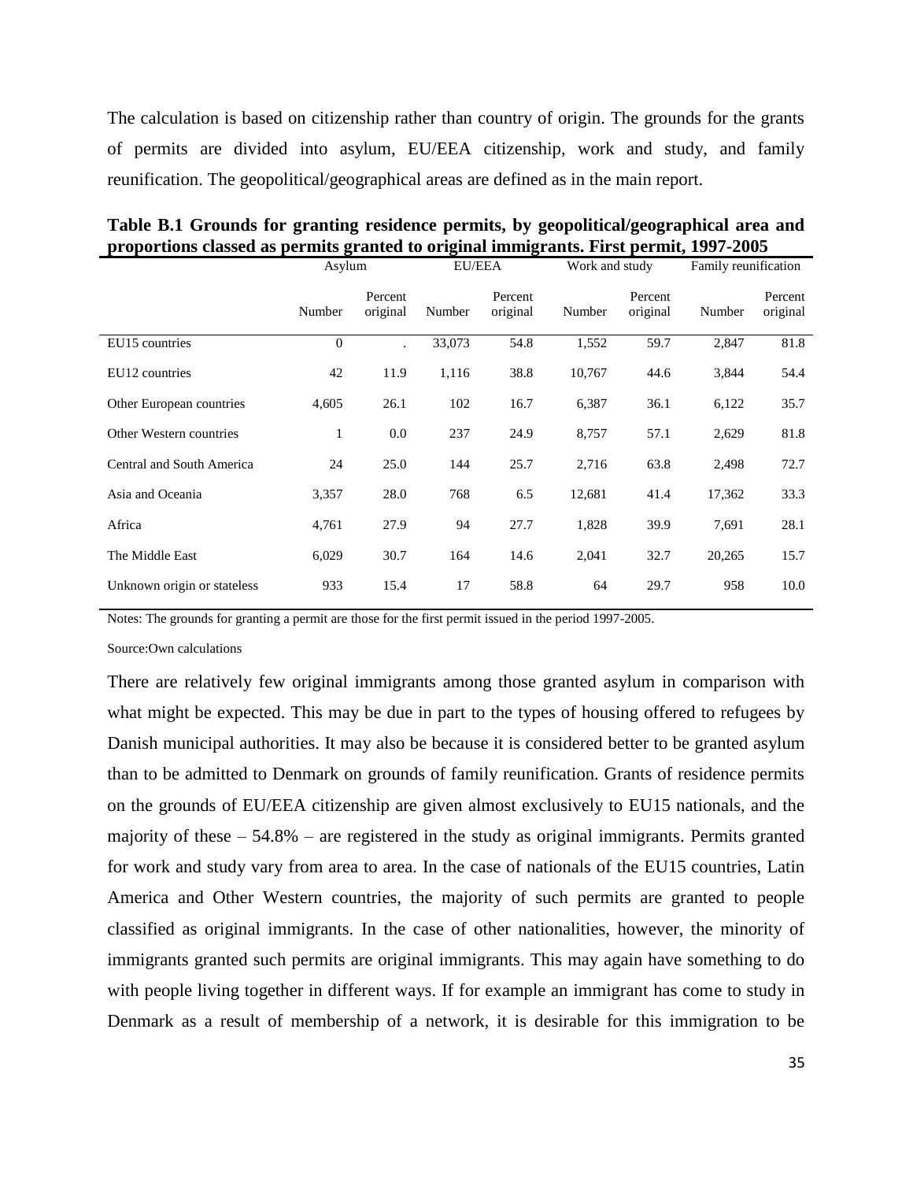The calculation is based on citizenship rather than country of origin. The grounds for the grants of permits are divided into asylum, EU/EEA citizenship, work and study, and family reunification. The geopolitical/geographical areas are defined as in the main report.

**Table B.1 Grounds for granting residence permits, by geopolitical/geographical area and proportions classed as permits granted to original immigrants. First permit, 1997-2005**

| | Asylum | | EU/EEA | | Work and study | | Family reunification | |
|---|---|---|---|---|---|---|---|---|
| | Number | Percent original | Number | Percent original | Number | Percent original | Number | Percent original |
| EU15 countries | 0 | . | 33,073 | 54.8 | 1,552 | 59.7 | 2,847 | 81.8 |
| EU12 countries | 42 | 11.9 | 1,116 | 38.8 | 10,767 | 44.6 | 3,844 | 54.4 |
| Other European countries | 4,605 | 26.1 | 102 | 16.7 | 6,387 | 36.1 | 6,122 | 35.7 |
| Other Western countries | 1 | 0.0 | 237 | 24.9 | 8,757 | 57.1 | 2,629 | 81.8 |
| Central and South America | 24 | 25.0 | 144 | 25.7 | 2,716 | 63.8 | 2,498 | 72.7 |
| Asia and Oceania | 3,357 | 28.0 | 768 | 6.5 | 12,681 | 41.4 | 17,362 | 33.3 |
| Africa | 4,761 | 27.9 | 94 | 27.7 | 1,828 | 39.9 | 7,691 | 28.1 |
| The Middle East | 6,029 | 30.7 | 164 | 14.6 | 2,041 | 32.7 | 20,265 | 15.7 |
| Unknown origin or stateless | 933 | 15.4 | 17 | 58.8 | 64 | 29.7 | 958 | 10.0 |

Notes: The grounds for granting a permit are those for the first permit issued in the period 1997-2005.

Source:Own calculations

There are relatively few original immigrants among those granted asylum in comparison with what might be expected. This may be due in part to the types of housing offered to refugees by Danish municipal authorities. It may also be because it is considered better to be granted asylum than to be admitted to Denmark on grounds of family reunification. Grants of residence permits on the grounds of EU/EEA citizenship are given almost exclusively to EU15 nationals, and the majority of these – 54.8% – are registered in the study as original immigrants. Permits granted for work and study vary from area to area. In the case of nationals of the EU15 countries, Latin America and Other Western countries, the majority of such permits are granted to people classified as original immigrants. In the case of other nationalities, however, the minority of immigrants granted such permits are original immigrants. This may again have something to do with people living together in different ways. If for example an immigrant has come to study in Denmark as a result of membership of a network, it is desirable for this immigration to be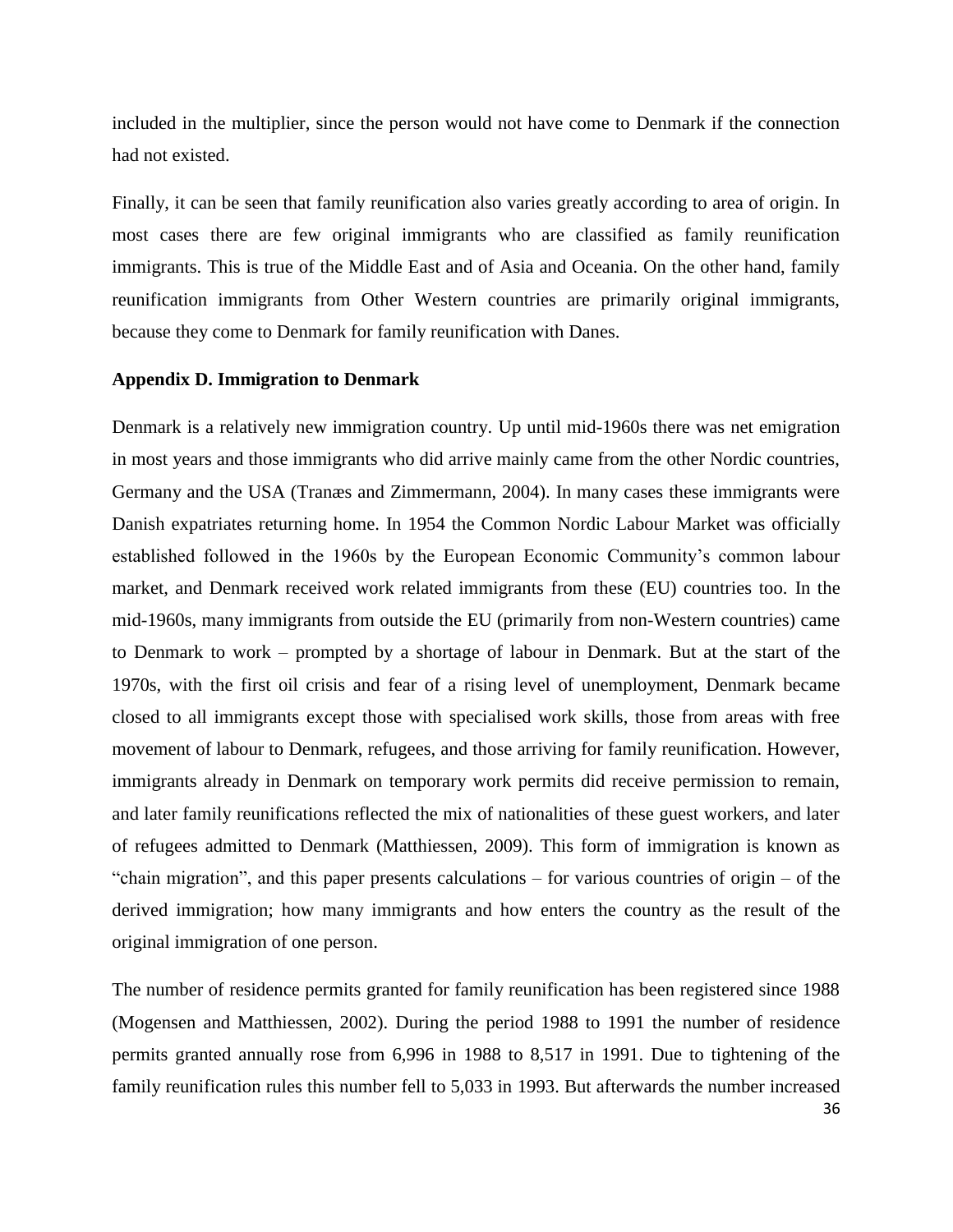included in the multiplier, since the person would not have come to Denmark if the connection had not existed.

Finally, it can be seen that family reunification also varies greatly according to area of origin. In most cases there are few original immigrants who are classified as family reunification immigrants. This is true of the Middle East and of Asia and Oceania. On the other hand, family reunification immigrants from Other Western countries are primarily original immigrants, because they come to Denmark for family reunification with Danes.

**Appendix D. Immigration to Denmark**

Denmark is a relatively new immigration country. Up until mid-1960s there was net emigration in most years and those immigrants who did arrive mainly came from the other Nordic countries, Germany and the USA (Tranæs and Zimmermann, 2004). In many cases these immigrants were Danish expatriates returning home. In 1954 the Common Nordic Labour Market was officially established followed in the 1960s by the European Economic Community's common labour market, and Denmark received work related immigrants from these (EU) countries too. In the mid-1960s, many immigrants from outside the EU (primarily from non-Western countries) came to Denmark to work – prompted by a shortage of labour in Denmark. But at the start of the 1970s, with the first oil crisis and fear of a rising level of unemployment, Denmark became closed to all immigrants except those with specialised work skills, those from areas with free movement of labour to Denmark, refugees, and those arriving for family reunification. However, immigrants already in Denmark on temporary work permits did receive permission to remain, and later family reunifications reflected the mix of nationalities of these guest workers, and later of refugees admitted to Denmark (Matthiessen, 2009). This form of immigration is known as "chain migration", and this paper presents calculations – for various countries of origin – of the derived immigration; how many immigrants and how enters the country as the result of the original immigration of one person.

The number of residence permits granted for family reunification has been registered since 1988 (Mogensen and Matthiessen, 2002). During the period 1988 to 1991 the number of residence permits granted annually rose from 6,996 in 1988 to 8,517 in 1991. Due to tightening of the family reunification rules this number fell to 5,033 in 1993. But afterwards the number increased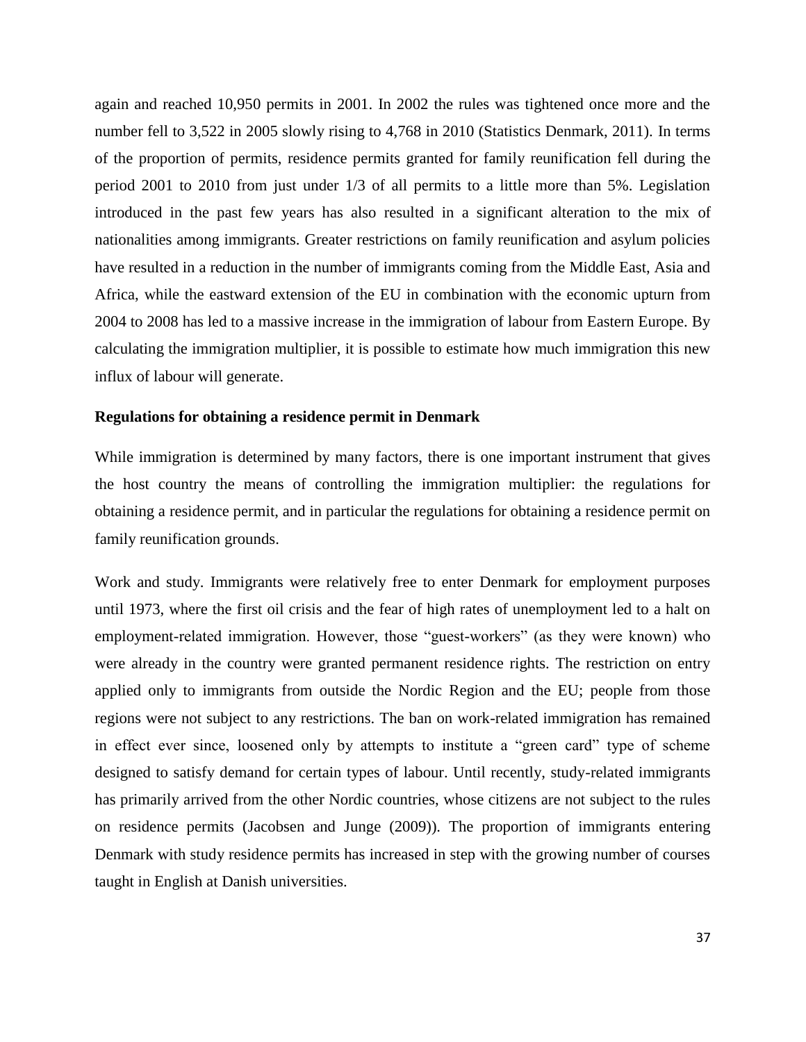again and reached 10,950 permits in 2001. In 2002 the rules was tightened once more and the number fell to 3,522 in 2005 slowly rising to 4,768 in 2010 (Statistics Denmark, 2011). In terms of the proportion of permits, residence permits granted for family reunification fell during the period 2001 to 2010 from just under 1/3 of all permits to a little more than 5%. Legislation introduced in the past few years has also resulted in a significant alteration to the mix of nationalities among immigrants. Greater restrictions on family reunification and asylum policies have resulted in a reduction in the number of immigrants coming from the Middle East, Asia and Africa, while the eastward extension of the EU in combination with the economic upturn from 2004 to 2008 has led to a massive increase in the immigration of labour from Eastern Europe. By calculating the immigration multiplier, it is possible to estimate how much immigration this new influx of labour will generate.

**Regulations for obtaining a residence permit in Denmark**

While immigration is determined by many factors, there is one important instrument that gives the host country the means of controlling the immigration multiplier: the regulations for obtaining a residence permit, and in particular the regulations for obtaining a residence permit on family reunification grounds.

Work and study. Immigrants were relatively free to enter Denmark for employment purposes until 1973, where the first oil crisis and the fear of high rates of unemployment led to a halt on employment-related immigration. However, those "guest-workers" (as they were known) who were already in the country were granted permanent residence rights. The restriction on entry applied only to immigrants from outside the Nordic Region and the EU; people from those regions were not subject to any restrictions. The ban on work-related immigration has remained in effect ever since, loosened only by attempts to institute a "green card" type of scheme designed to satisfy demand for certain types of labour. Until recently, study-related immigrants has primarily arrived from the other Nordic countries, whose citizens are not subject to the rules on residence permits (Jacobsen and Junge (2009)). The proportion of immigrants entering Denmark with study residence permits has increased in step with the growing number of courses taught in English at Danish universities.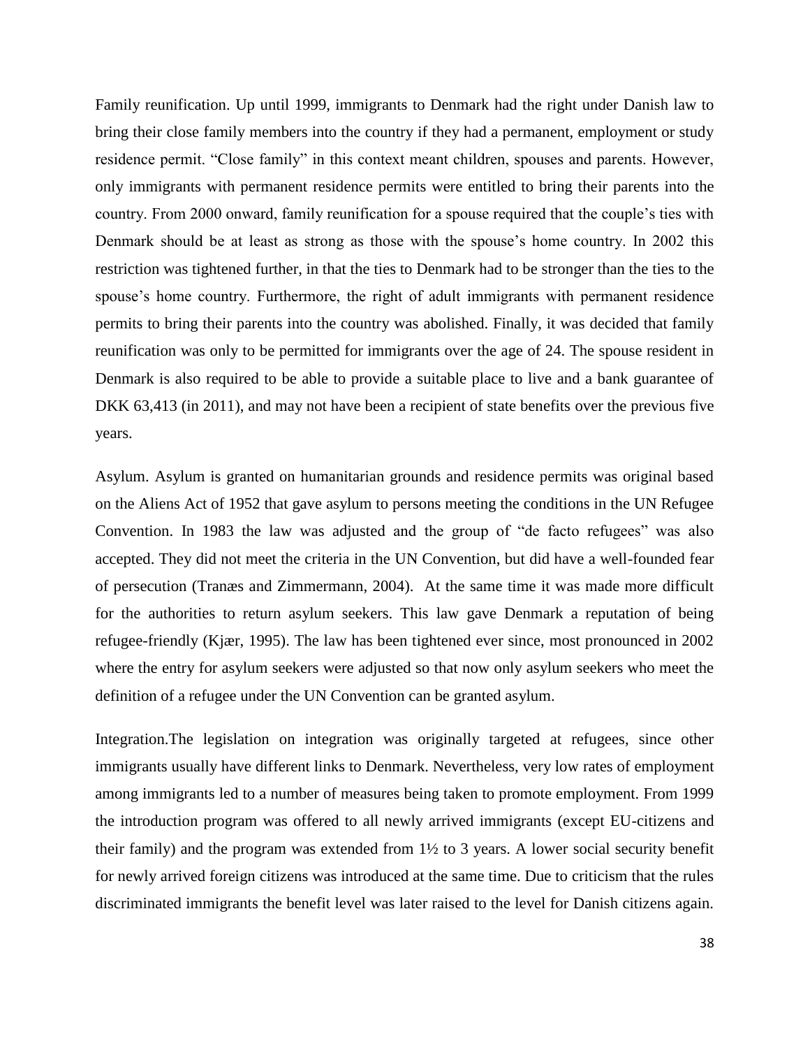Family reunification. Up until 1999, immigrants to Denmark had the right under Danish law to bring their close family members into the country if they had a permanent, employment or study residence permit. “Close family” in this context meant children, spouses and parents. However, only immigrants with permanent residence permits were entitled to bring their parents into the country. From 2000 onward, family reunification for a spouse required that the couple’s ties with Denmark should be at least as strong as those with the spouse’s home country. In 2002 this restriction was tightened further, in that the ties to Denmark had to be stronger than the ties to the spouse’s home country. Furthermore, the right of adult immigrants with permanent residence permits to bring their parents into the country was abolished. Finally, it was decided that family reunification was only to be permitted for immigrants over the age of 24. The spouse resident in Denmark is also required to be able to provide a suitable place to live and a bank guarantee of DKK 63,413 (in 2011), and may not have been a recipient of state benefits over the previous five years.

Asylum. Asylum is granted on humanitarian grounds and residence permits was original based on the Aliens Act of 1952 that gave asylum to persons meeting the conditions in the UN Refugee Convention. In 1983 the law was adjusted and the group of “de facto refugees” was also accepted. They did not meet the criteria in the UN Convention, but did have a well-founded fear of persecution (Tranæs and Zimmermann, 2004). At the same time it was made more difficult for the authorities to return asylum seekers. This law gave Denmark a reputation of being refugee-friendly (Kjær, 1995). The law has been tightened ever since, most pronounced in 2002 where the entry for asylum seekers were adjusted so that now only asylum seekers who meet the definition of a refugee under the UN Convention can be granted asylum.

Integration.The legislation on integration was originally targeted at refugees, since other immigrants usually have different links to Denmark. Nevertheless, very low rates of employment among immigrants led to a number of measures being taken to promote employment. From 1999 the introduction program was offered to all newly arrived immigrants (except EU-citizens and their family) and the program was extended from 1½ to 3 years. A lower social security benefit for newly arrived foreign citizens was introduced at the same time. Due to criticism that the rules discriminated immigrants the benefit level was later raised to the level for Danish citizens again.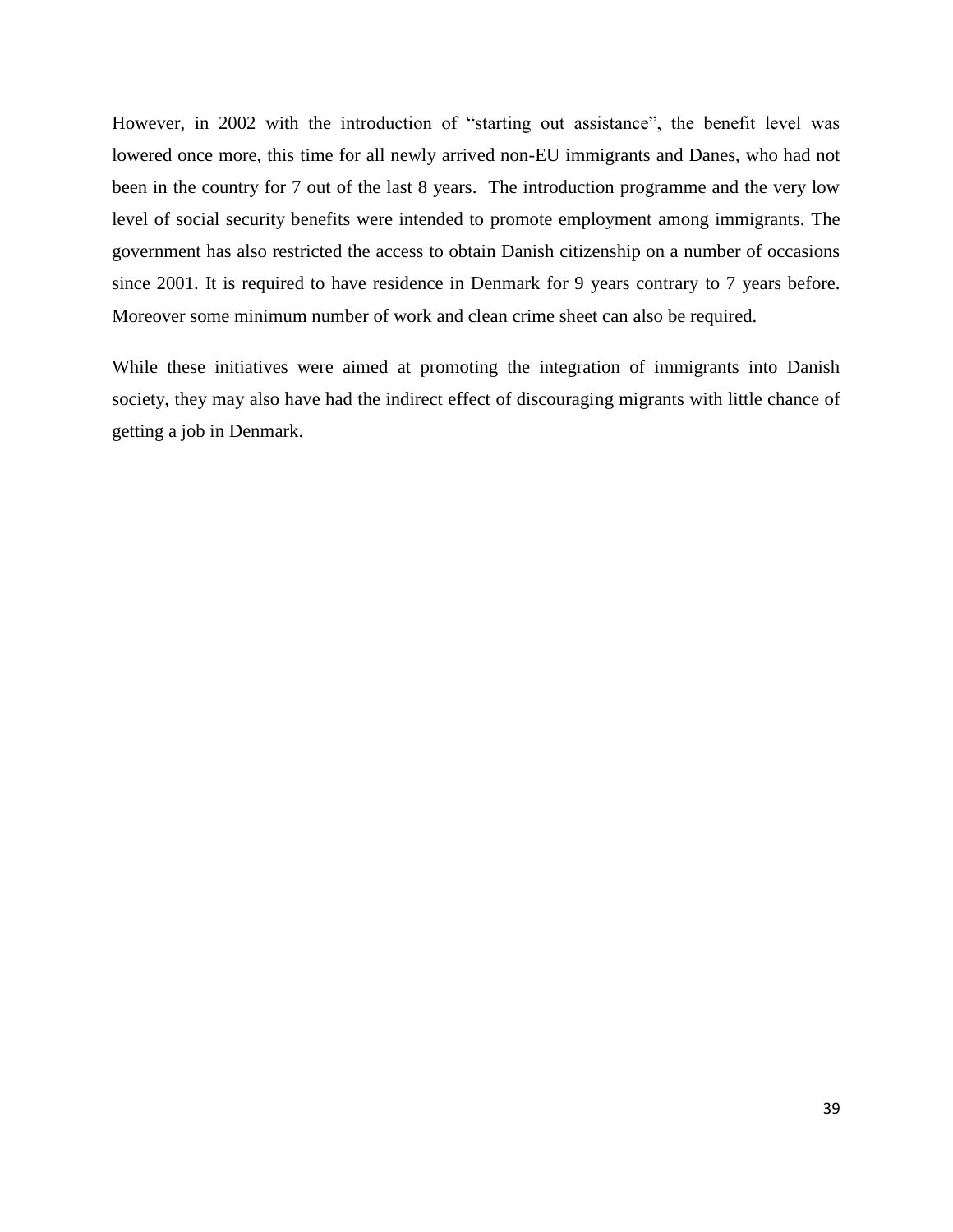However, in 2002 with the introduction of "starting out assistance", the benefit level was lowered once more, this time for all newly arrived non-EU immigrants and Danes, who had not been in the country for 7 out of the last 8 years. The introduction programme and the very low level of social security benefits were intended to promote employment among immigrants. The government has also restricted the access to obtain Danish citizenship on a number of occasions since 2001. It is required to have residence in Denmark for 9 years contrary to 7 years before. Moreover some minimum number of work and clean crime sheet can also be required.

While these initiatives were aimed at promoting the integration of immigrants into Danish society, they may also have had the indirect effect of discouraging migrants with little chance of getting a job in Denmark.